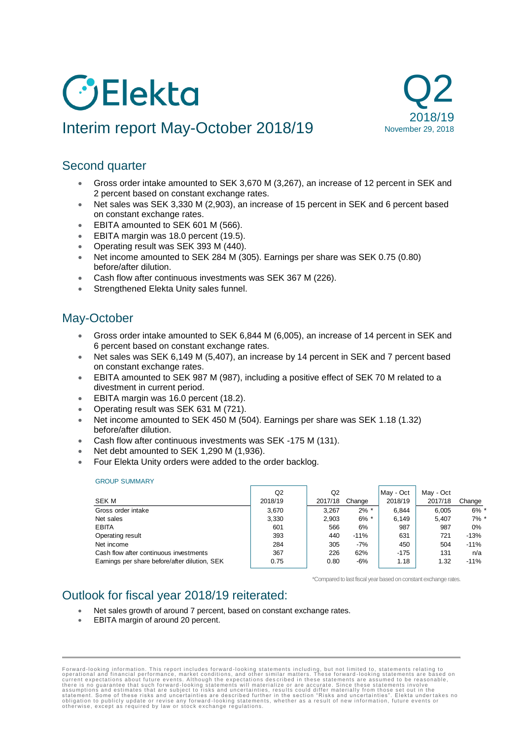# Elekta

# Interim report May-October 2018/19

Q2
2018/19
November 29, 2018

## Second quarter

- Gross order intake amounted to SEK 3,670 M (3,267), an increase of 12 percent in SEK and 2 percent based on constant exchange rates.
- Net sales was SEK 3,330 M (2,903), an increase of 15 percent in SEK and 6 percent based on constant exchange rates.
- EBITA amounted to SEK 601 M (566).
- EBITA margin was 18.0 percent (19.5).
- Operating result was SEK 393 M (440).
- Net income amounted to SEK 284 M (305). Earnings per share was SEK 0.75 (0.80) before/after dilution.
- Cash flow after continuous investments was SEK 367 M (226).
- Strengthened Elekta Unity sales funnel.

## May-October

- Gross order intake amounted to SEK 6,844 M (6,005), an increase of 14 percent in SEK and 6 percent based on constant exchange rates.
- Net sales was SEK 6,149 M (5,407), an increase by 14 percent in SEK and 7 percent based on constant exchange rates.
- EBITA amounted to SEK 987 M (987), including a positive effect of SEK 70 M related to a divestment in current period.
- EBITA margin was 16.0 percent (18.2).
- Operating result was SEK 631 M (721).
- Net income amounted to SEK 450 M (504). Earnings per share was SEK 1.18 (1.32) before/after dilution.
- Cash flow after continuous investments was SEK -175 M (131).
- Net debt amounted to SEK 1,290 M (1,936).
- Four Elekta Unity orders were added to the order backlog.

GROUP SUMMARY

| SEK M | Q2 2018/19 | Q2 2017/18 | Change | May - Oct 2018/19 | May - Oct 2017/18 | Change |
|---|---|---|---|---|---|---|
| Gross order intake | 3,670 | 3,267 | 2% * | 6,844 | 6,005 | 6% * |
| Net sales | 3,330 | 2,903 | 6% * | 6,149 | 5,407 | 7% * |
| EBITA | 601 | 566 | 6% | 987 | 987 | 0% |
| Operating result | 393 | 440 | -11% | 631 | 721 | -13% |
| Net income | 284 | 305 | -7% | 450 | 504 | -11% |
| Cash flow after continuous investments | 367 | 226 | 62% | -175 | 131 | n/a |
| Earnings per share before/after dilution, SEK | 0.75 | 0.80 | -6% | 1.18 | 1.32 | -11% |

*Compared to last fiscal year based on constant exchange rates.

## Outlook for fiscal year 2018/19 reiterated:

- Net sales growth of around 7 percent, based on constant exchange rates.
- EBITA margin of around 20 percent.

Forward-looking information. This report includes forward-looking statements including, but not limited to, statements relating to operational and financial performance, market conditions, and other similar matters. These forward-looking statements are based on current expectations about future events. Although the expectations described in these statements are assumed to be reasonable, there is no guarantee that such forward-looking statements will materialize or are accurate. Since these statements involve assumptions and estimates that are subject to risks and uncertainties, results could differ materially from those set out in the statement. Some of these risks and uncertainties are described further in the section "Risks and uncertainties". Elekta undertakes no obligation to publicly update or revise any forward-looking statements, whether as a result of new information, future events or otherwise, except as required by law or stock exchange regulations.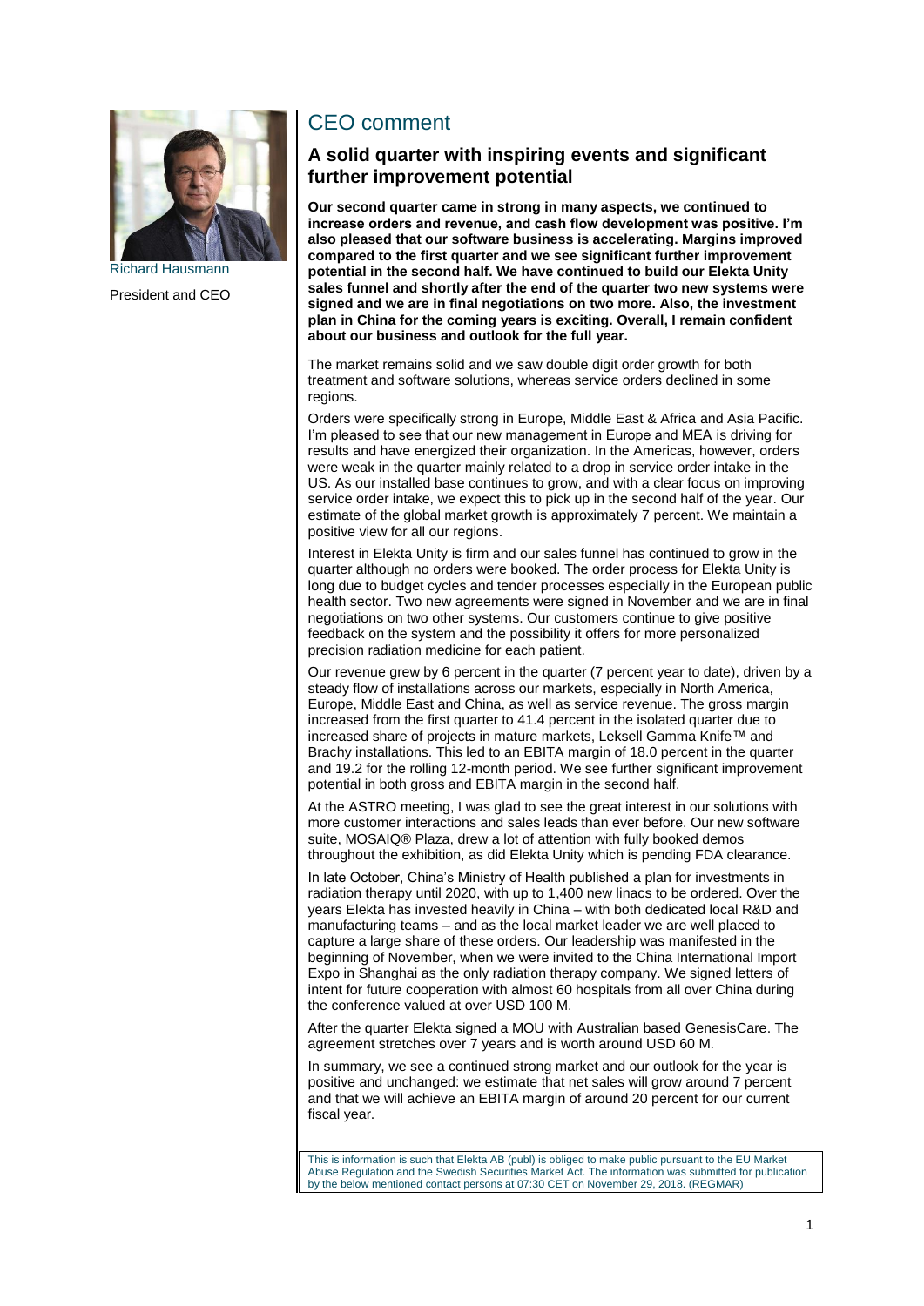Richard Hausmann

President and CEO

# CEO comment

## A solid quarter with inspiring events and significant further improvement potential

**Our second quarter came in strong in many aspects, we continued to increase orders and revenue, and cash flow development was positive. I'm also pleased that our software business is accelerating. Margins improved compared to the first quarter and we see significant further improvement potential in the second half. We have continued to build our Elekta Unity sales funnel and shortly after the end of the quarter two new systems were signed and we are in final negotiations on two more. Also, the investment plan in China for the coming years is exciting. Overall, I remain confident about our business and outlook for the full year.**

The market remains solid and we saw double digit order growth for both treatment and software solutions, whereas service orders declined in some regions.

Orders were specifically strong in Europe, Middle East & Africa and Asia Pacific. I'm pleased to see that our new management in Europe and MEA is driving for results and have energized their organization. In the Americas, however, orders were weak in the quarter mainly related to a drop in service order intake in the US. As our installed base continues to grow, and with a clear focus on improving service order intake, we expect this to pick up in the second half of the year. Our estimate of the global market growth is approximately 7 percent. We maintain a positive view for all our regions.

Interest in Elekta Unity is firm and our sales funnel has continued to grow in the quarter although no orders were booked. The order process for Elekta Unity is long due to budget cycles and tender processes especially in the European public health sector. Two new agreements were signed in November and we are in final negotiations on two other systems. Our customers continue to give positive feedback on the system and the possibility it offers for more personalized precision radiation medicine for each patient.

Our revenue grew by 6 percent in the quarter (7 percent year to date), driven by a steady flow of installations across our markets, especially in North America, Europe, Middle East and China, as well as service revenue. The gross margin increased from the first quarter to 41.4 percent in the isolated quarter due to increased share of projects in mature markets, Leksell Gamma Knife™ and Brachy installations. This led to an EBITA margin of 18.0 percent in the quarter and 19.2 for the rolling 12-month period. We see further significant improvement potential in both gross and EBITA margin in the second half.

At the ASTRO meeting, I was glad to see the great interest in our solutions with more customer interactions and sales leads than ever before. Our new software suite, MOSAIQ® Plaza, drew a lot of attention with fully booked demos throughout the exhibition, as did Elekta Unity which is pending FDA clearance.

In late October, China's Ministry of Health published a plan for investments in radiation therapy until 2020, with up to 1,400 new linacs to be ordered. Over the years Elekta has invested heavily in China – with both dedicated local R&D and manufacturing teams – and as the local market leader we are well placed to capture a large share of these orders. Our leadership was manifested in the beginning of November, when we were invited to the China International Import Expo in Shanghai as the only radiation therapy company. We signed letters of intent for future cooperation with almost 60 hospitals from all over China during the conference valued at over USD 100 M.

After the quarter Elekta signed a MOU with Australian based GenesisCare. The agreement stretches over 7 years and is worth around USD 60 M.

In summary, we see a continued strong market and our outlook for the year is positive and unchanged: we estimate that net sales will grow around 7 percent and that we will achieve an EBITA margin of around 20 percent for our current fiscal year.

This is information is such that Elekta AB (publ) is obliged to make public pursuant to the EU Market Abuse Regulation and the Swedish Securities Market Act. The information was submitted for publication by the below mentioned contact persons at 07:30 CET on November 29, 2018. (REGMAR)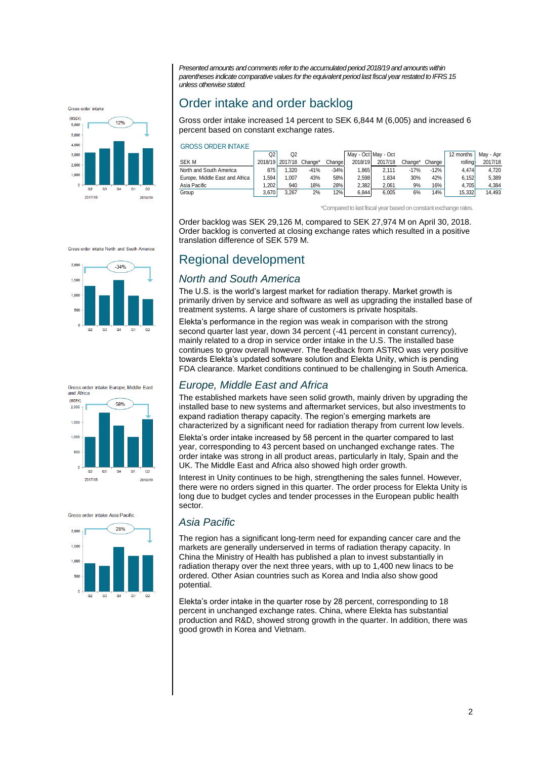*Presented amounts and comments refer to the accumulated period 2018/19 and amounts within parentheses indicate comparative values for the equivalent period last fiscal year restated to IFRS 15 unless otherwise stated.*

## Order intake and order backlog

Gross order intake increased 14 percent to SEK 6,844 M (6,005) and increased 6 percent based on constant exchange rates.

GROSS ORDER INTAKE

| SEK M | Q2 2018/19 | Q2 2017/18 | Change* | Change | May - Oct 2018/19 | May - Oct 2017/18 | Change* | Change | 12 months rolling | May - Apr 2017/18 |
|---|---|---|---|---|---|---|---|---|---|---|
| North and South America | 875 | 1,320 | -41% | -34% | 1,865 | 2,111 | -17% | -12% | 4,474 | 4,720 |
| Europe, Middle East and Africa | 1,594 | 1,007 | 43% | 58% | 2,598 | 1,834 | 30% | 42% | 6,152 | 5,389 |
| Asia Pacific | 1,202 | 940 | 18% | 28% | 2,382 | 2,061 | 9% | 16% | 4,705 | 4,384 |
| Group | 3,670 | 3,267 | 2% | 12% | 6,844 | 6,005 | 6% | 14% | 15,332 | 14,493 |

*Compared to last fiscal year based on constant exchange rates.

Order backlog was SEK 29,126 M, compared to SEK 27,974 M on April 30, 2018. Order backlog is converted at closing exchange rates which resulted in a positive translation difference of SEK 579 M.

## Regional development

### *North and South America*

The U.S. is the world's largest market for radiation therapy. Market growth is primarily driven by service and software as well as upgrading the installed base of treatment systems. A large share of customers is private hospitals.

Elekta's performance in the region was weak in comparison with the strong second quarter last year, down 34 percent (-41 percent in constant currency), mainly related to a drop in service order intake in the U.S. The installed base continues to grow overall however. The feedback from ASTRO was very positive towards Elekta's updated software solution and Elekta Unity, which is pending FDA clearance. Market conditions continued to be challenging in South America.

### *Europe, Middle East and Africa*

The established markets have seen solid growth, mainly driven by upgrading the installed base to new systems and aftermarket services, but also investments to expand radiation therapy capacity. The region's emerging markets are characterized by a significant need for radiation therapy from current low levels.

Elekta's order intake increased by 58 percent in the quarter compared to last year, corresponding to 43 percent based on unchanged exchange rates. The order intake was strong in all product areas, particularly in Italy, Spain and the UK. The Middle East and Africa also showed high order growth.

Interest in Unity continues to be high, strengthening the sales funnel. However, there were no orders signed in this quarter. The order process for Elekta Unity is long due to budget cycles and tender processes in the European public health sector.

### *Asia Pacific*

The region has a significant long-term need for expanding cancer care and the markets are generally underserved in terms of radiation therapy capacity. In China the Ministry of Health has published a plan to invest substantially in radiation therapy over the next three years, with up to 1,400 new linacs to be ordered. Other Asian countries such as Korea and India also show good potential.

Elekta's order intake in the quarter rose by 28 percent, corresponding to 18 percent in unchanged exchange rates. China, where Elekta has substantial production and R&D, showed strong growth in the quarter. In addition, there was good growth in Korea and Vietnam.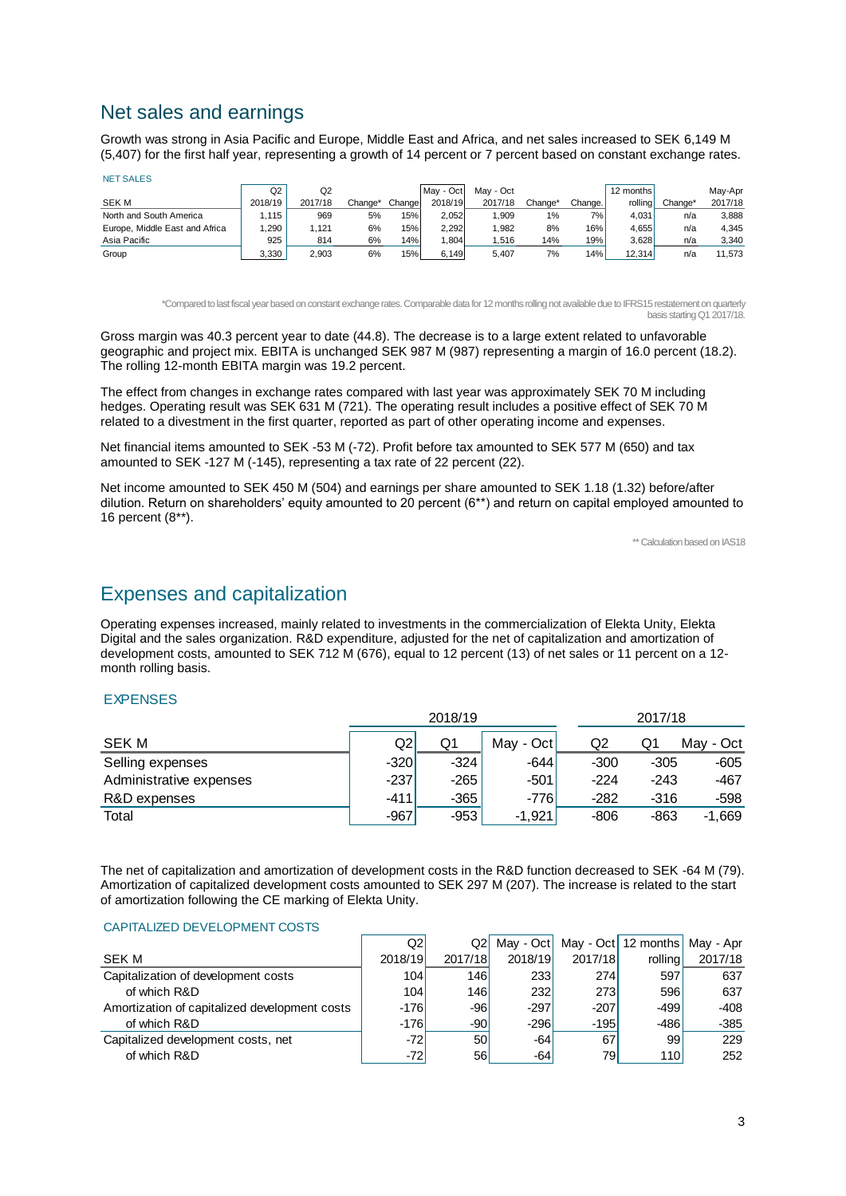## Net sales and earnings

Growth was strong in Asia Pacific and Europe, Middle East and Africa, and net sales increased to SEK 6,149 M (5,407) for the first half year, representing a growth of 14 percent or 7 percent based on constant exchange rates.

NET SALES

| SEK M | Q2 2018/19 | Q2 2017/18 | Change* | Change | May - Oct 2018/19 | May - Oct 2017/18 | Change* | Change. | 12 months rolling | Change* | May-Apr 2017/18 |
|---|---|---|---|---|---|---|---|---|---|---|---|
| North and South America | 1,115 | 969 | 5% | 15% | 2,052 | 1,909 | 1% | 7% | 4,031 | n/a | 3,888 |
| Europe, Middle East and Africa | 1,290 | 1,121 | 6% | 15% | 2,292 | 1,982 | 8% | 16% | 4,655 | n/a | 4,345 |
| Asia Pacific | 925 | 814 | 6% | 14% | 1,804 | 1,516 | 14% | 19% | 3,628 | n/a | 3,340 |
| Group | 3,330 | 2,903 | 6% | 15% | 6,149 | 5,407 | 7% | 14% | 12,314 | n/a | 11,573 |

*Compared to last fiscal year based on constant exchange rates. Comparable data for 12 months rolling not available due to IFRS15 restatement on quarterly basis starting Q1 2017/18.

Gross margin was 40.3 percent year to date (44.8). The decrease is to a large extent related to unfavorable geographic and project mix. EBITA is unchanged SEK 987 M (987) representing a margin of 16.0 percent (18.2). The rolling 12-month EBITA margin was 19.2 percent.

The effect from changes in exchange rates compared with last year was approximately SEK 70 M including hedges. Operating result was SEK 631 M (721). The operating result includes a positive effect of SEK 70 M related to a divestment in the first quarter, reported as part of other operating income and expenses.

Net financial items amounted to SEK -53 M (-72). Profit before tax amounted to SEK 577 M (650) and tax amounted to SEK -127 M (-145), representing a tax rate of 22 percent (22).

Net income amounted to SEK 450 M (504) and earnings per share amounted to SEK 1.18 (1.32) before/after dilution. Return on shareholders' equity amounted to 20 percent (6**) and return on capital employed amounted to 16 percent (8**).

** Calculation based on IAS18

## Expenses and capitalization

Operating expenses increased, mainly related to investments in the commercialization of Elekta Unity, Elekta Digital and the sales organization. R&D expenditure, adjusted for the net of capitalization and amortization of development costs, amounted to SEK 712 M (676), equal to 12 percent (13) of net sales or 11 percent on a 12-month rolling basis.

EXPENSES

| | 2018/19 | | | 2017/18 | | |
|---|---|---|---|---|---|---|
| SEK M | Q2 | Q1 | May - Oct | Q2 | Q1 | May - Oct |
| Selling expenses | -320 | -324 | -644 | -300 | -305 | -605 |
| Administrative expenses | -237 | -265 | -501 | -224 | -243 | -467 |
| R&D expenses | -411 | -365 | -776 | -282 | -316 | -598 |
| Total | -967 | -953 | -1,921 | -806 | -863 | -1,669 |

The net of capitalization and amortization of development costs in the R&D function decreased to SEK -64 M (79). Amortization of capitalized development costs amounted to SEK 297 M (207). The increase is related to the start of amortization following the CE marking of Elekta Unity.

CAPITALIZED DEVELOPMENT COSTS

| SEK M | Q2 2018/19 | Q2 2017/18 | May - Oct 2018/19 | May - Oct 2017/18 | 12 months rolling | May - Apr 2017/18 |
|---|---|---|---|---|---|---|
| Capitalization of development costs | 104 | 146 | 233 | 274 | 597 | 637 |
| of which R&D | 104 | 146 | 232 | 273 | 596 | 637 |
| Amortization of capitalized development costs | -176 | -96 | -297 | -207 | -499 | -408 |
| of which R&D | -176 | -90 | -296 | -195 | -486 | -385 |
| Capitalized development costs, net | -72 | 50 | -64 | 67 | 99 | 229 |
| of which R&D | -72 | 56 | -64 | 79 | 110 | 252 |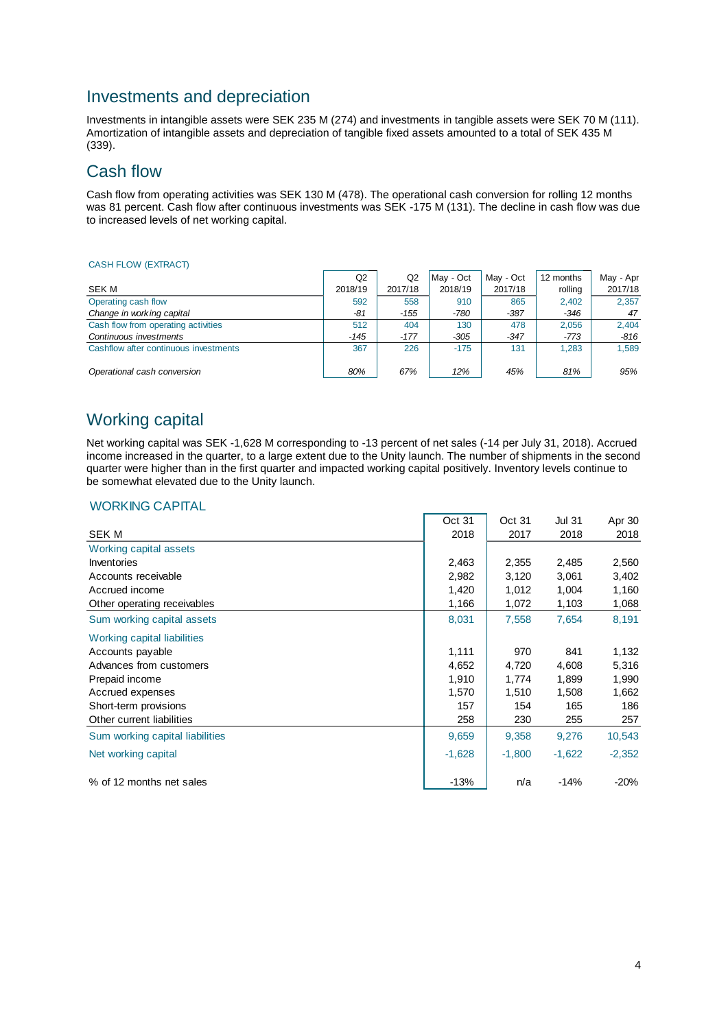## Investments and depreciation

Investments in intangible assets were SEK 235 M (274) and investments in tangible assets were SEK 70 M (111). Amortization of intangible assets and depreciation of tangible fixed assets amounted to a total of SEK 435 M (339).

## Cash flow

Cash flow from operating activities was SEK 130 M (478). The operational cash conversion for rolling 12 months was 81 percent. Cash flow after continuous investments was SEK -175 M (131). The decline in cash flow was due to increased levels of net working capital.

CASH FLOW (EXTRACT)

| SEK M | Q2 2018/19 | Q2 2017/18 | May - Oct 2018/19 | May - Oct 2017/18 | 12 months rolling | May - Apr 2017/18 |
|---|---|---|---|---|---|---|
| Operating cash flow | 592 | 558 | 910 | 865 | 2,402 | 2,357 |
| *Change in working capital* | *-81* | *-155* | *-780* | *-387* | *-346* | *47* |
| Cash flow from operating activities | 512 | 404 | 130 | 478 | 2,056 | 2,404 |
| *Continuous investments* | *-145* | *-177* | *-305* | *-347* | *-773* | *-816* |
| Cashflow after continuous investments | 367 | 226 | -175 | 131 | 1,283 | 1,589 |
| *Operational cash conversion* | *80%* | *67%* | *12%* | *45%* | *81%* | *95%* |

## Working capital

Net working capital was SEK -1,628 M corresponding to -13 percent of net sales (-14 per July 31, 2018). Accrued income increased in the quarter, to a large extent due to the Unity launch. The number of shipments in the second quarter were higher than in the first quarter and impacted working capital positively. Inventory levels continue to be somewhat elevated due to the Unity launch.

WORKING CAPITAL

| SEK M | Oct 31 2018 | Oct 31 2017 | Jul 31 2018 | Apr 30 2018 |
|---|---|---|---|---|
| Working capital assets | | | | |
| Inventories | 2,463 | 2,355 | 2,485 | 2,560 |
| Accounts receivable | 2,982 | 3,120 | 3,061 | 3,402 |
| Accrued income | 1,420 | 1,012 | 1,004 | 1,160 |
| Other operating receivables | 1,166 | 1,072 | 1,103 | 1,068 |
| Sum working capital assets | 8,031 | 7,558 | 7,654 | 8,191 |
| Working capital liabilities | | | | |
| Accounts payable | 1,111 | 970 | 841 | 1,132 |
| Advances from customers | 4,652 | 4,720 | 4,608 | 5,316 |
| Prepaid income | 1,910 | 1,774 | 1,899 | 1,990 |
| Accrued expenses | 1,570 | 1,510 | 1,508 | 1,662 |
| Short-term provisions | 157 | 154 | 165 | 186 |
| Other current liabilities | 258 | 230 | 255 | 257 |
| Sum working capital liabilities | 9,659 | 9,358 | 9,276 | 10,543 |
| Net working capital | -1,628 | -1,800 | -1,622 | -2,352 |
| % of 12 months net sales | -13% | n/a | -14% | -20% |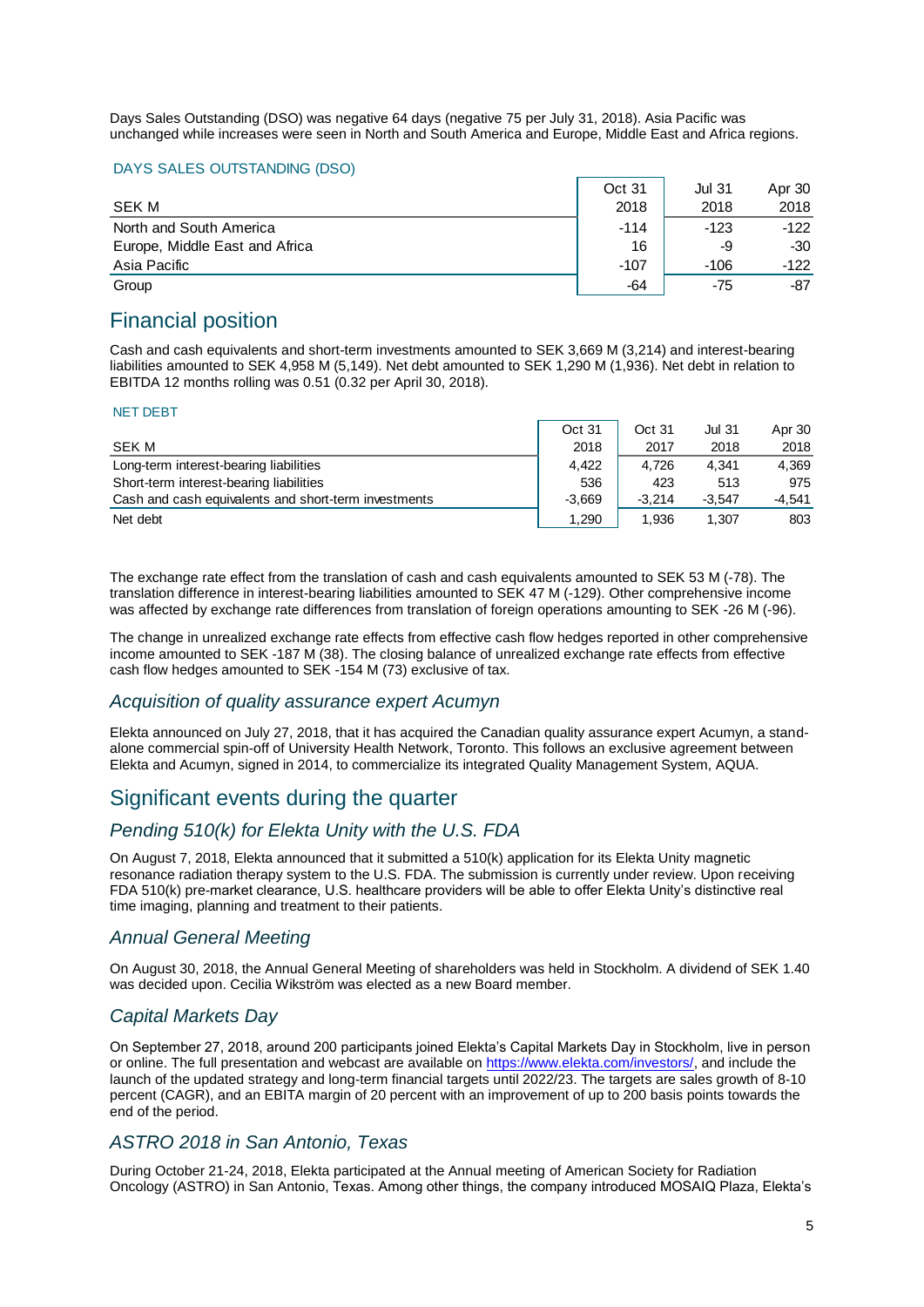Days Sales Outstanding (DSO) was negative 64 days (negative 75 per July 31, 2018). Asia Pacific was unchanged while increases were seen in North and South America and Europe, Middle East and Africa regions.

DAYS SALES OUTSTANDING (DSO)

| SEK M | Oct 31 2018 | Jul 31 2018 | Apr 30 2018 |
|---|---|---|---|
| North and South America | -114 | -123 | -122 |
| Europe, Middle East and Africa | 16 | -9 | -30 |
| Asia Pacific | -107 | -106 | -122 |
| Group | -64 | -75 | -87 |

# Financial position

Cash and cash equivalents and short-term investments amounted to SEK 3,669 M (3,214) and interest-bearing liabilities amounted to SEK 4,958 M (5,149). Net debt amounted to SEK 1,290 M (1,936). Net debt in relation to EBITDA 12 months rolling was 0.51 (0.32 per April 30, 2018).

NET DEBT

| SEK M | Oct 31 2018 | Oct 31 2017 | Jul 31 2018 | Apr 30 2018 |
|---|---|---|---|---|
| Long-term interest-bearing liabilities | 4,422 | 4,726 | 4,341 | 4,369 |
| Short-term interest-bearing liabilities | 536 | 423 | 513 | 975 |
| Cash and cash equivalents and short-term investments | -3,669 | -3,214 | -3,547 | -4,541 |
| Net debt | 1,290 | 1,936 | 1,307 | 803 |

The exchange rate effect from the translation of cash and cash equivalents amounted to SEK 53 M (-78). The translation difference in interest-bearing liabilities amounted to SEK 47 M (-129). Other comprehensive income was affected by exchange rate differences from translation of foreign operations amounting to SEK -26 M (-96).

The change in unrealized exchange rate effects from effective cash flow hedges reported in other comprehensive income amounted to SEK -187 M (38). The closing balance of unrealized exchange rate effects from effective cash flow hedges amounted to SEK -154 M (73) exclusive of tax.

## *Acquisition of quality assurance expert Acumyn*

Elekta announced on July 27, 2018, that it has acquired the Canadian quality assurance expert Acumyn, a stand-alone commercial spin-off of University Health Network, Toronto. This follows an exclusive agreement between Elekta and Acumyn, signed in 2014, to commercialize its integrated Quality Management System, AQUA.

# Significant events during the quarter

## *Pending 510(k) for Elekta Unity with the U.S. FDA*

On August 7, 2018, Elekta announced that it submitted a 510(k) application for its Elekta Unity magnetic resonance radiation therapy system to the U.S. FDA. The submission is currently under review. Upon receiving FDA 510(k) pre-market clearance, U.S. healthcare providers will be able to offer Elekta Unity's distinctive real time imaging, planning and treatment to their patients.

## *Annual General Meeting*

On August 30, 2018, the Annual General Meeting of shareholders was held in Stockholm. A dividend of SEK 1.40 was decided upon. Cecilia Wikström was elected as a new Board member.

## *Capital Markets Day*

On September 27, 2018, around 200 participants joined Elekta's Capital Markets Day in Stockholm, live in person or online. The full presentation and webcast are available on https://www.elekta.com/investors/, and include the launch of the updated strategy and long-term financial targets until 2022/23. The targets are sales growth of 8-10 percent (CAGR), and an EBITA margin of 20 percent with an improvement of up to 200 basis points towards the end of the period.

## *ASTRO 2018 in San Antonio, Texas*

During October 21-24, 2018, Elekta participated at the Annual meeting of American Society for Radiation Oncology (ASTRO) in San Antonio, Texas. Among other things, the company introduced MOSAIQ Plaza, Elekta's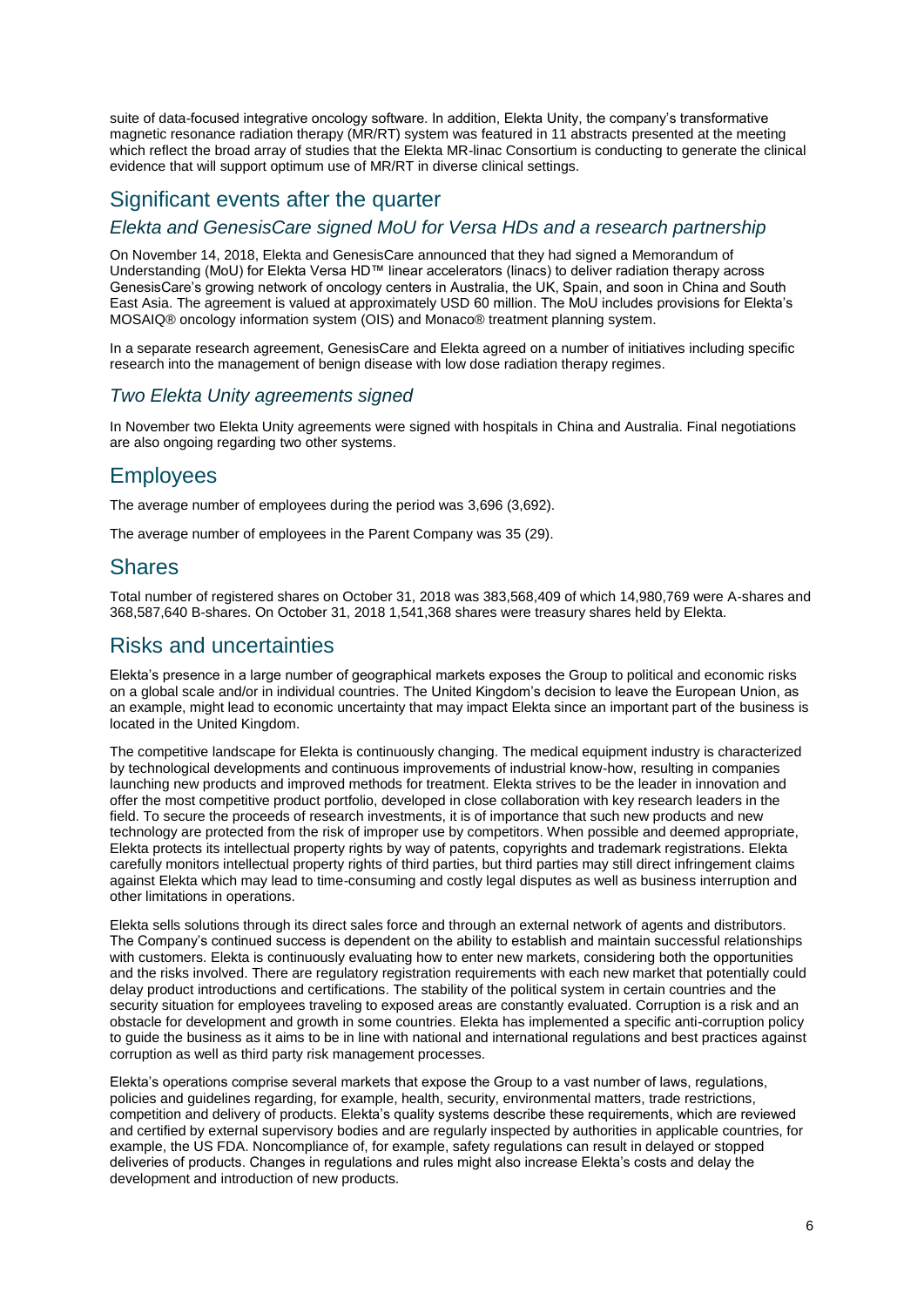suite of data-focused integrative oncology software. In addition, Elekta Unity, the company's transformative magnetic resonance radiation therapy (MR/RT) system was featured in 11 abstracts presented at the meeting which reflect the broad array of studies that the Elekta MR-linac Consortium is conducting to generate the clinical evidence that will support optimum use of MR/RT in diverse clinical settings.

## Significant events after the quarter

### *Elekta and GenesisCare signed MoU for Versa HDs and a research partnership*

On November 14, 2018, Elekta and GenesisCare announced that they had signed a Memorandum of Understanding (MoU) for Elekta Versa HD™ linear accelerators (linacs) to deliver radiation therapy across GenesisCare's growing network of oncology centers in Australia, the UK, Spain, and soon in China and South East Asia. The agreement is valued at approximately USD 60 million. The MoU includes provisions for Elekta's MOSAIQ® oncology information system (OIS) and Monaco® treatment planning system.

In a separate research agreement, GenesisCare and Elekta agreed on a number of initiatives including specific research into the management of benign disease with low dose radiation therapy regimes.

### *Two Elekta Unity agreements signed*

In November two Elekta Unity agreements were signed with hospitals in China and Australia. Final negotiations are also ongoing regarding two other systems.

## Employees

The average number of employees during the period was 3,696 (3,692).

The average number of employees in the Parent Company was 35 (29).

## Shares

Total number of registered shares on October 31, 2018 was 383,568,409 of which 14,980,769 were A-shares and 368,587,640 B-shares. On October 31, 2018 1,541,368 shares were treasury shares held by Elekta.

## Risks and uncertainties

Elekta's presence in a large number of geographical markets exposes the Group to political and economic risks on a global scale and/or in individual countries. The United Kingdom's decision to leave the European Union, as an example, might lead to economic uncertainty that may impact Elekta since an important part of the business is located in the United Kingdom.

The competitive landscape for Elekta is continuously changing. The medical equipment industry is characterized by technological developments and continuous improvements of industrial know-how, resulting in companies launching new products and improved methods for treatment. Elekta strives to be the leader in innovation and offer the most competitive product portfolio, developed in close collaboration with key research leaders in the field. To secure the proceeds of research investments, it is of importance that such new products and new technology are protected from the risk of improper use by competitors. When possible and deemed appropriate, Elekta protects its intellectual property rights by way of patents, copyrights and trademark registrations. Elekta carefully monitors intellectual property rights of third parties, but third parties may still direct infringement claims against Elekta which may lead to time-consuming and costly legal disputes as well as business interruption and other limitations in operations.

Elekta sells solutions through its direct sales force and through an external network of agents and distributors. The Company's continued success is dependent on the ability to establish and maintain successful relationships with customers. Elekta is continuously evaluating how to enter new markets, considering both the opportunities and the risks involved. There are regulatory registration requirements with each new market that potentially could delay product introductions and certifications. The stability of the political system in certain countries and the security situation for employees traveling to exposed areas are constantly evaluated. Corruption is a risk and an obstacle for development and growth in some countries. Elekta has implemented a specific anti-corruption policy to guide the business as it aims to be in line with national and international regulations and best practices against corruption as well as third party risk management processes.

Elekta's operations comprise several markets that expose the Group to a vast number of laws, regulations, policies and guidelines regarding, for example, health, security, environmental matters, trade restrictions, competition and delivery of products. Elekta's quality systems describe these requirements, which are reviewed and certified by external supervisory bodies and are regularly inspected by authorities in applicable countries, for example, the US FDA. Noncompliance of, for example, safety regulations can result in delayed or stopped deliveries of products. Changes in regulations and rules might also increase Elekta's costs and delay the development and introduction of new products.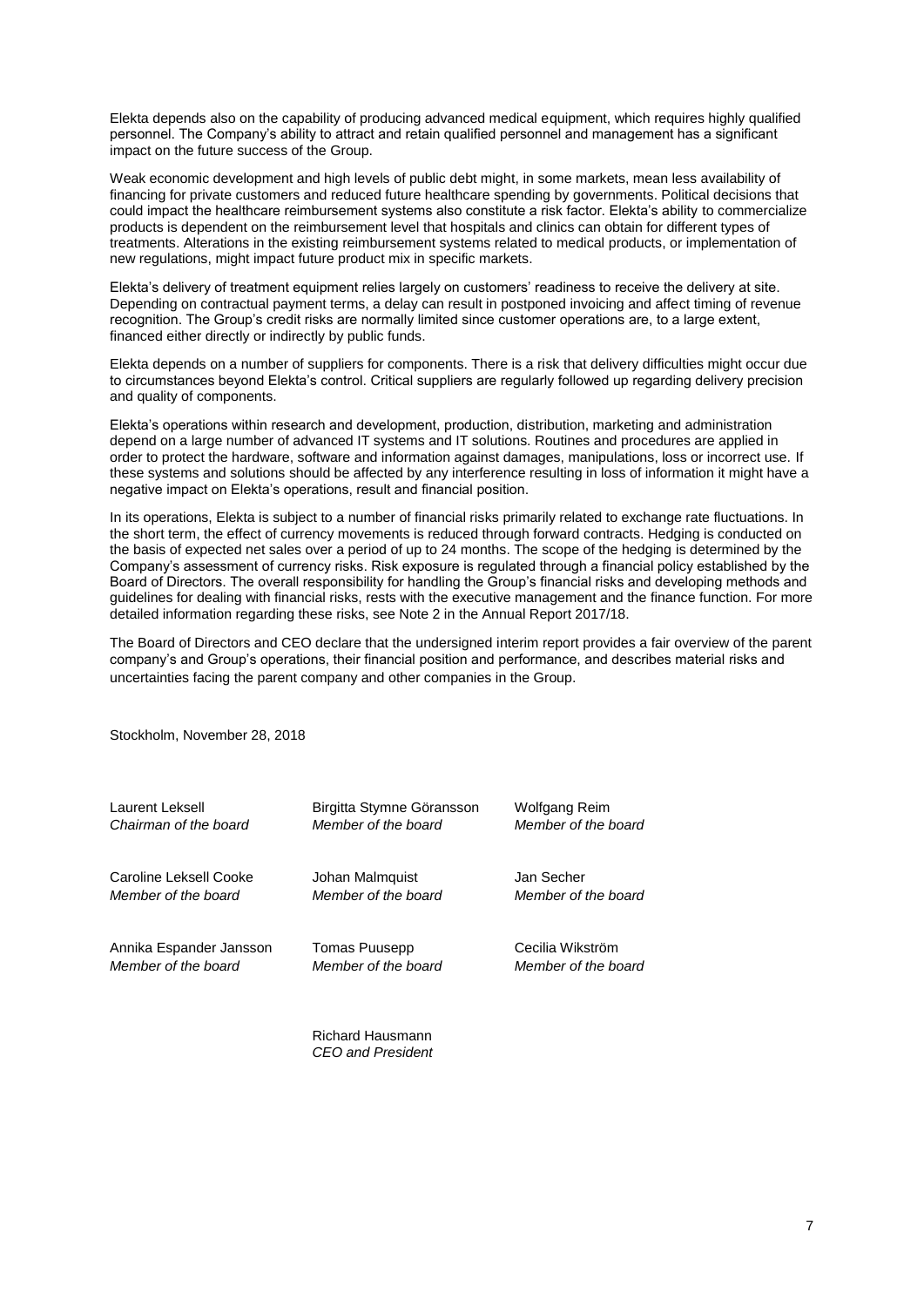Elekta depends also on the capability of producing advanced medical equipment, which requires highly qualified personnel. The Company's ability to attract and retain qualified personnel and management has a significant impact on the future success of the Group.

Weak economic development and high levels of public debt might, in some markets, mean less availability of financing for private customers and reduced future healthcare spending by governments. Political decisions that could impact the healthcare reimbursement systems also constitute a risk factor. Elekta's ability to commercialize products is dependent on the reimbursement level that hospitals and clinics can obtain for different types of treatments. Alterations in the existing reimbursement systems related to medical products, or implementation of new regulations, might impact future product mix in specific markets.

Elekta's delivery of treatment equipment relies largely on customers' readiness to receive the delivery at site. Depending on contractual payment terms, a delay can result in postponed invoicing and affect timing of revenue recognition. The Group's credit risks are normally limited since customer operations are, to a large extent, financed either directly or indirectly by public funds.

Elekta depends on a number of suppliers for components. There is a risk that delivery difficulties might occur due to circumstances beyond Elekta's control. Critical suppliers are regularly followed up regarding delivery precision and quality of components.

Elekta's operations within research and development, production, distribution, marketing and administration depend on a large number of advanced IT systems and IT solutions. Routines and procedures are applied in order to protect the hardware, software and information against damages, manipulations, loss or incorrect use. If these systems and solutions should be affected by any interference resulting in loss of information it might have a negative impact on Elekta's operations, result and financial position.

In its operations, Elekta is subject to a number of financial risks primarily related to exchange rate fluctuations. In the short term, the effect of currency movements is reduced through forward contracts. Hedging is conducted on the basis of expected net sales over a period of up to 24 months. The scope of the hedging is determined by the Company's assessment of currency risks. Risk exposure is regulated through a financial policy established by the Board of Directors. The overall responsibility for handling the Group's financial risks and developing methods and guidelines for dealing with financial risks, rests with the executive management and the finance function. For more detailed information regarding these risks, see Note 2 in the Annual Report 2017/18.

The Board of Directors and CEO declare that the undersigned interim report provides a fair overview of the parent company's and Group's operations, their financial position and performance, and describes material risks and uncertainties facing the parent company and other companies in the Group.

Stockholm, November 28, 2018

Laurent Leksell
*Chairman of the board*

Birgitta Stymne Göransson
*Member of the board*

Wolfgang Reim
*Member of the board*

Caroline Leksell Cooke
*Member of the board*

Johan Malmquist
*Member of the board*

Jan Secher
*Member of the board*

Annika Espander Jansson
*Member of the board*

Tomas Puusepp
*Member of the board*

Cecilia Wikström
*Member of the board*

Richard Hausmann
*CEO and President*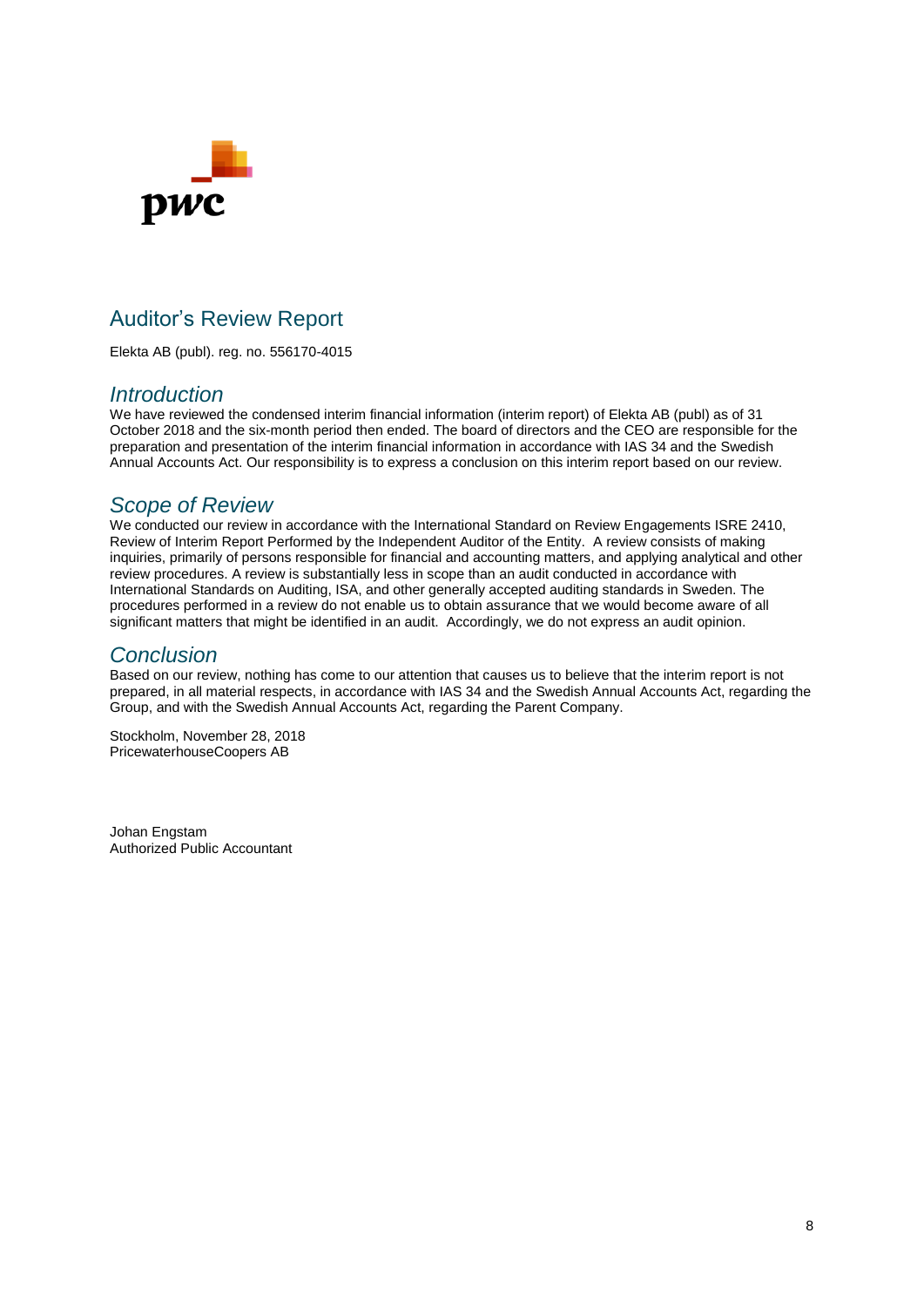# Auditor's Review Report

Elekta AB (publ). reg. no. 556170-4015

## *Introduction*

We have reviewed the condensed interim financial information (interim report) of Elekta AB (publ) as of 31 October 2018 and the six-month period then ended. The board of directors and the CEO are responsible for the preparation and presentation of the interim financial information in accordance with IAS 34 and the Swedish Annual Accounts Act. Our responsibility is to express a conclusion on this interim report based on our review.

## *Scope of Review*

We conducted our review in accordance with the International Standard on Review Engagements ISRE 2410, Review of Interim Report Performed by the Independent Auditor of the Entity. A review consists of making inquiries, primarily of persons responsible for financial and accounting matters, and applying analytical and other review procedures. A review is substantially less in scope than an audit conducted in accordance with International Standards on Auditing, ISA, and other generally accepted auditing standards in Sweden. The procedures performed in a review do not enable us to obtain assurance that we would become aware of all significant matters that might be identified in an audit. Accordingly, we do not express an audit opinion.

## *Conclusion*

Based on our review, nothing has come to our attention that causes us to believe that the interim report is not prepared, in all material respects, in accordance with IAS 34 and the Swedish Annual Accounts Act, regarding the Group, and with the Swedish Annual Accounts Act, regarding the Parent Company.

Stockholm, November 28, 2018  
PricewaterhouseCoopers AB

Johan Engstam  
Authorized Public Accountant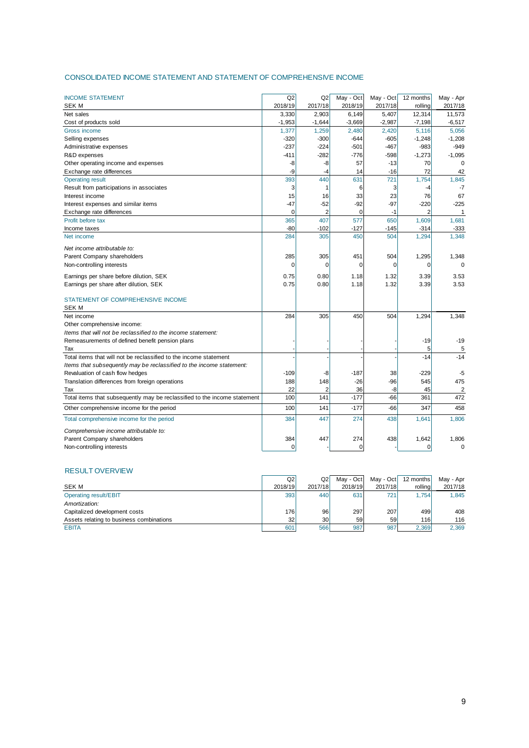## CONSOLIDATED INCOME STATEMENT AND STATEMENT OF COMPREHENSIVE INCOME

| INCOME STATEMENT<br>SEK M | Q2<br>2018/19 | Q2<br>2017/18 | May - Oct<br>2018/19 | May - Oct<br>2017/18 | 12 months<br>rolling | May - Apr<br>2017/18 |
|---|---|---|---|---|---|---|
| Net sales | 3,330 | 2,903 | 6,149 | 5,407 | 12,314 | 11,573 |
| Cost of products sold | -1,953 | -1,644 | -3,669 | -2,987 | -7,198 | -6,517 |
| Gross income | 1,377 | 1,259 | 2,480 | 2,420 | 5,116 | 5,056 |
| Selling expenses | -320 | -300 | -644 | -605 | -1,248 | -1,208 |
| Administrative expenses | -237 | -224 | -501 | -467 | -983 | -949 |
| R&D expenses | -411 | -282 | -776 | -598 | -1,273 | -1,095 |
| Other operating income and expenses | -8 | -8 | 57 | -13 | 70 | 0 |
| Exchange rate differences | -9 | -4 | 14 | -16 | 72 | 42 |
| Operating result | 393 | 440 | 631 | 721 | 1,754 | 1,845 |
| Result from participations in associates | 3 | 1 | 6 | 3 | -4 | -7 |
| Interest income | 15 | 16 | 33 | 23 | 76 | 67 |
| Interest expenses and similar items | -47 | -52 | -92 | -97 | -220 | -225 |
| Exchange rate differences | 0 | 2 | 0 | -1 | 2 | 1 |
| Profit before tax | 365 | 407 | 577 | 650 | 1,609 | 1,681 |
| Income taxes | -80 | -102 | -127 | -145 | -314 | -333 |
| Net income | 284 | 305 | 450 | 504 | 1,294 | 1,348 |
| *Net income attributable to:* | | | | | | |
| Parent Company shareholders | 285 | 305 | 451 | 504 | 1,295 | 1,348 |
| Non-controlling interests | 0 | 0 | 0 | 0 | 0 | 0 |
| Earnings per share before dilution, SEK | 0.75 | 0.80 | 1.18 | 1.32 | 3.39 | 3.53 |
| Earnings per share after dilution, SEK | 0.75 | 0.80 | 1.18 | 1.32 | 3.39 | 3.53 |

| STATEMENT OF COMPREHENSIVE INCOME<br>SEK M | Q2<br>2018/19 | Q2<br>2017/18 | May - Oct<br>2018/19 | May - Oct<br>2017/18 | 12 months<br>rolling | May - Apr<br>2017/18 |
|---|---|---|---|---|---|---|
| Net income | 284 | 305 | 450 | 504 | 1,294 | 1,348 |
| Other comprehensive income: | | | | | | |
| *Items that will not be reclassified to the income statement:* | | | | | | |
| Remeasurements of defined benefit pension plans | - | - | - | - | -19 | -19 |
| Tax | - | - | - | - | 5 | 5 |
| Total items that will not be reclassified to the income statement | - | - | - | - | -14 | -14 |
| *Items that subsequently may be reclassified to the income statement:* | | | | | | |
| Revaluation of cash flow hedges | -109 | -8 | -187 | 38 | -229 | -5 |
| Translation differences from foreign operations | 188 | 148 | -26 | -96 | 545 | 475 |
| Tax | 22 | 2 | 36 | -8 | 45 | 2 |
| Total items that subsequently may be reclassified to the income statement | 100 | 141 | -177 | -66 | 361 | 472 |
| Other comprehensive income for the period | 100 | 141 | -177 | -66 | 347 | 458 |
| Total comprehensive income for the period | 384 | 447 | 274 | 438 | 1,641 | 1,806 |
| *Comprehensive income attributable to:* | | | | | | |
| Parent Company shareholders | 384 | 447 | 274 | 438 | 1,642 | 1,806 |
| Non-controlling interests | 0 | - | 0 | - | 0 | 0 |

## RESULT OVERVIEW

| SEK M | Q2<br>2018/19 | Q2<br>2017/18 | May - Oct<br>2018/19 | May - Oct<br>2017/18 | 12 months<br>rolling | May - Apr<br>2017/18 |
|---|---|---|---|---|---|---|
| Operating result/EBIT | 393 | 440 | 631 | 721 | 1,754 | 1,845 |
| *Amortization:* | | | | | | |
| Capitalized development costs | 176 | 96 | 297 | 207 | 499 | 408 |
| Assets relating to business combinations | 32 | 30 | 59 | 59 | 116 | 116 |
| EBITA | 601 | 566 | 987 | 987 | 2,369 | 2,369 |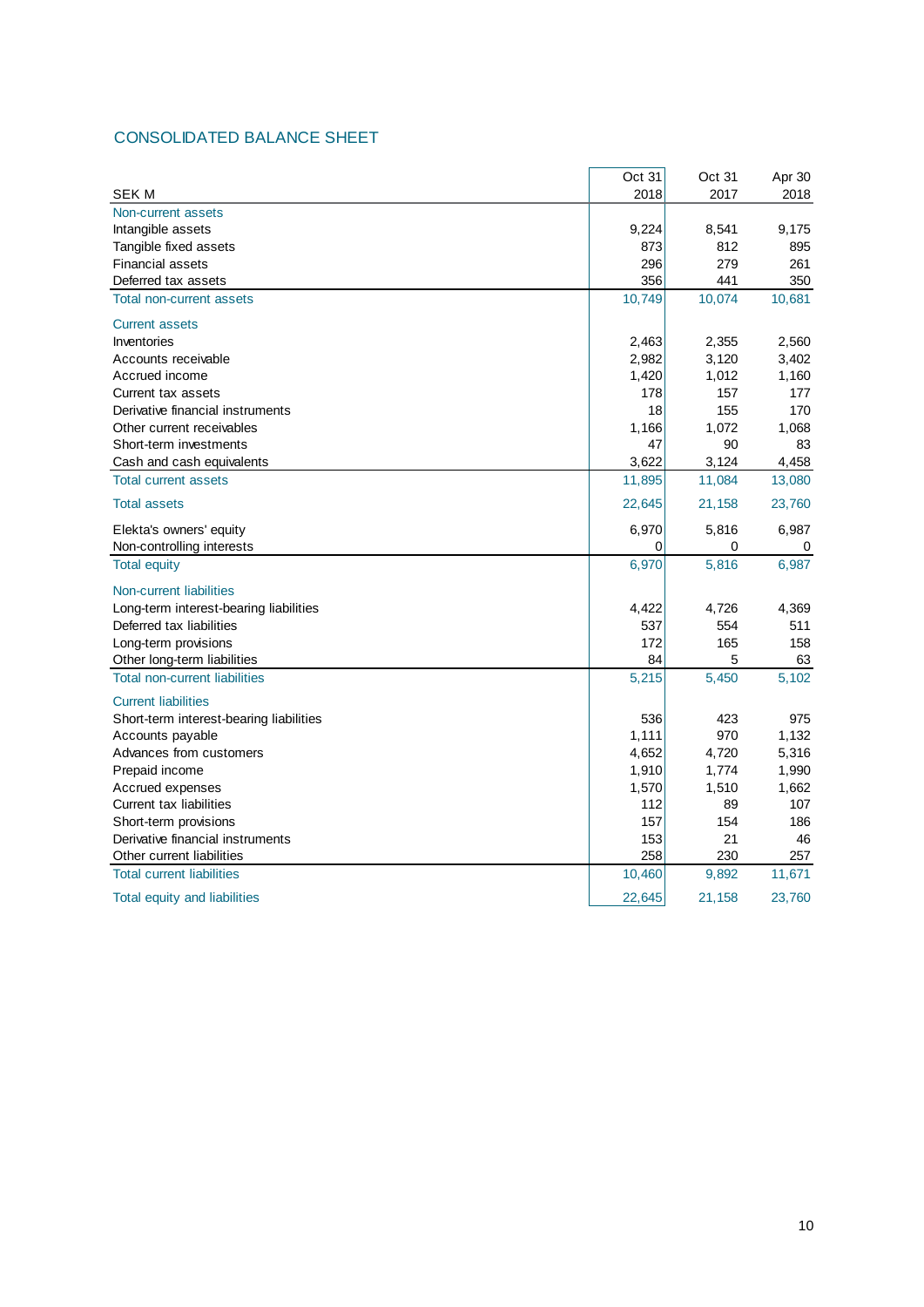## CONSOLIDATED BALANCE SHEET

| SEK M | Oct 31 2018 | Oct 31 2017 | Apr 30 2018 |
|---|---|---|---|
| Non-current assets | | | |
| Intangible assets | 9,224 | 8,541 | 9,175 |
| Tangible fixed assets | 873 | 812 | 895 |
| Financial assets | 296 | 279 | 261 |
| Deferred tax assets | 356 | 441 | 350 |
| Total non-current assets | 10,749 | 10,074 | 10,681 |
| Current assets | | | |
| Inventories | 2,463 | 2,355 | 2,560 |
| Accounts receivable | 2,982 | 3,120 | 3,402 |
| Accrued income | 1,420 | 1,012 | 1,160 |
| Current tax assets | 178 | 157 | 177 |
| Derivative financial instruments | 18 | 155 | 170 |
| Other current receivables | 1,166 | 1,072 | 1,068 |
| Short-term investments | 47 | 90 | 83 |
| Cash and cash equivalents | 3,622 | 3,124 | 4,458 |
| Total current assets | 11,895 | 11,084 | 13,080 |
| Total assets | 22,645 | 21,158 | 23,760 |
| Elekta's owners' equity | 6,970 | 5,816 | 6,987 |
| Non-controlling interests | 0 | 0 | 0 |
| Total equity | 6,970 | 5,816 | 6,987 |
| Non-current liabilities | | | |
| Long-term interest-bearing liabilities | 4,422 | 4,726 | 4,369 |
| Deferred tax liabilities | 537 | 554 | 511 |
| Long-term provisions | 172 | 165 | 158 |
| Other long-term liabilities | 84 | 5 | 63 |
| Total non-current liabilities | 5,215 | 5,450 | 5,102 |
| Current liabilities | | | |
| Short-term interest-bearing liabilities | 536 | 423 | 975 |
| Accounts payable | 1,111 | 970 | 1,132 |
| Advances from customers | 4,652 | 4,720 | 5,316 |
| Prepaid income | 1,910 | 1,774 | 1,990 |
| Accrued expenses | 1,570 | 1,510 | 1,662 |
| Current tax liabilities | 112 | 89 | 107 |
| Short-term provisions | 157 | 154 | 186 |
| Derivative financial instruments | 153 | 21 | 46 |
| Other current liabilities | 258 | 230 | 257 |
| Total current liabilities | 10,460 | 9,892 | 11,671 |
| Total equity and liabilities | 22,645 | 21,158 | 23,760 |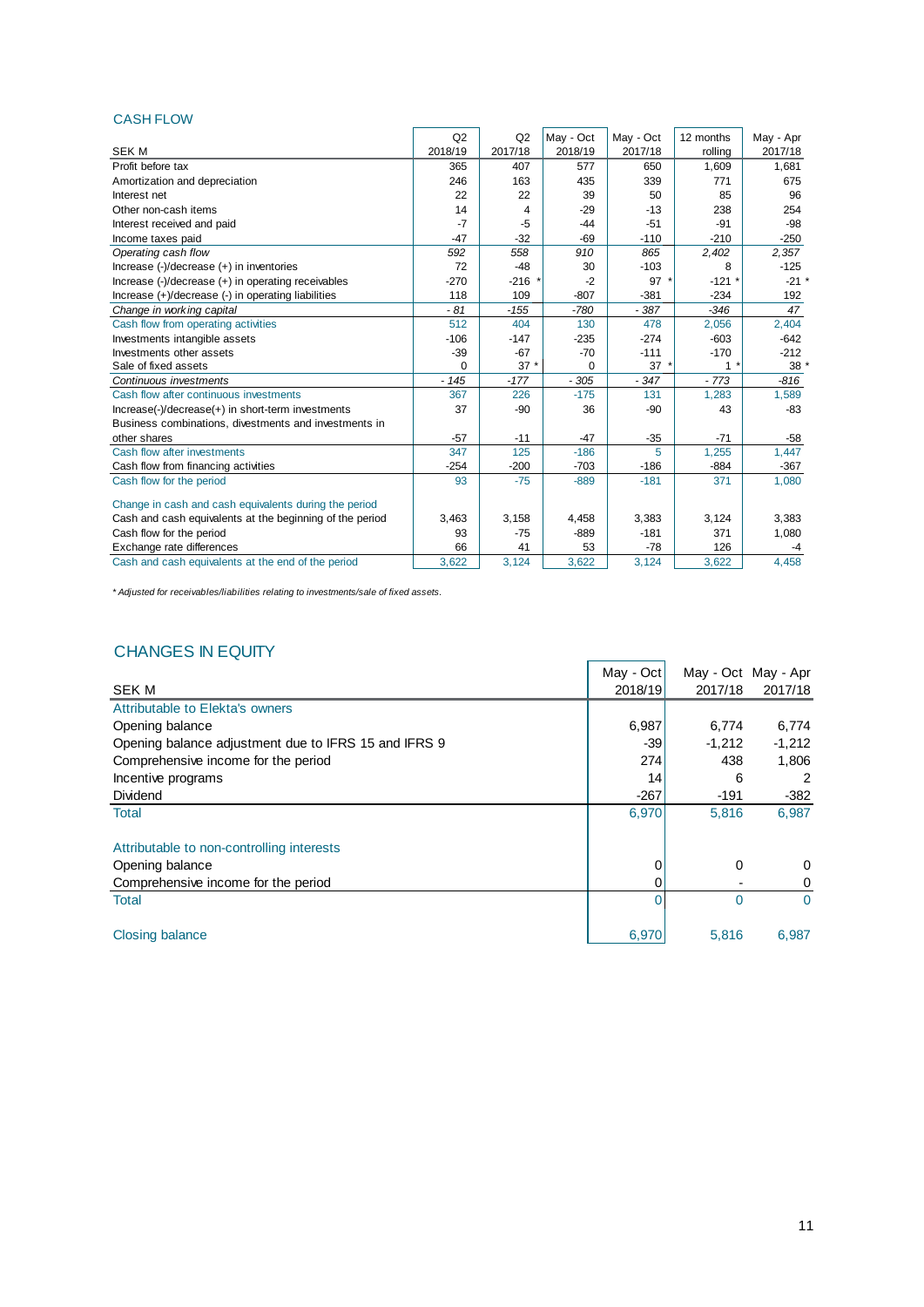## CASH FLOW

| SEK M | Q2 2018/19 | Q2 2017/18 | May - Oct 2018/19 | May - Oct 2017/18 | 12 months rolling | May - Apr 2017/18 |
|---|---|---|---|---|---|---|
| Profit before tax | 365 | 407 | 577 | 650 | 1,609 | 1,681 |
| Amortization and depreciation | 246 | 163 | 435 | 339 | 771 | 675 |
| Interest net | 22 | 22 | 39 | 50 | 85 | 96 |
| Other non-cash items | 14 | 4 | -29 | -13 | 238 | 254 |
| Interest received and paid | -7 | -5 | -44 | -51 | -91 | -98 |
| Income taxes paid | -47 | -32 | -69 | -110 | -210 | -250 |
| *Operating cash flow* | *592* | *558* | *910* | *865* | *2,402* | *2,357* |
| Increase (-)/decrease (+) in inventories | 72 | -48 | 30 | -103 | 8 | -125 |
| Increase (-)/decrease (+) in operating receivables | -270 | -216 * | -2 | 97 * | -121 * | -21 * |
| Increase (+)/decrease (-) in operating liabilities | 118 | 109 | -807 | -381 | -234 | 192 |
| *Change in working capital* | *- 81* | *-155* | *-780* | *- 387* | *-346* | *47* |
| Cash flow from operating activities | 512 | 404 | 130 | 478 | 2,056 | 2,404 |
| Investments intangible assets | -106 | -147 | -235 | -274 | -603 | -642 |
| Investments other assets | -39 | -67 | -70 | -111 | -170 | -212 |
| Sale of fixed assets | 0 | 37 * | 0 | 37 * | 1 * | 38 * |
| *Continuous investments* | *- 145* | *-177* | *- 305* | *- 347* | *- 773* | *-816* |
| Cash flow after continuous investments | 367 | 226 | -175 | 131 | 1,283 | 1,589 |
| Increase(-)/decrease(+) in short-term investments | 37 | -90 | 36 | -90 | 43 | -83 |
| Business combinations, divestments and investments in other shares | -57 | -11 | -47 | -35 | -71 | -58 |
| Cash flow after investments | 347 | 125 | -186 | 5 | 1,255 | 1,447 |
| Cash flow from financing activities | -254 | -200 | -703 | -186 | -884 | -367 |
| Cash flow for the period | 93 | -75 | -889 | -181 | 371 | 1,080 |
| | | | | | | |
| Change in cash and cash equivalents during the period | | | | | | |
| Cash and cash equivalents at the beginning of the period | 3,463 | 3,158 | 4,458 | 3,383 | 3,124 | 3,383 |
| Cash flow for the period | 93 | -75 | -889 | -181 | 371 | 1,080 |
| Exchange rate differences | 66 | 41 | 53 | -78 | 126 | -4 |
| Cash and cash equivalents at the end of the period | 3,622 | 3,124 | 3,622 | 3,124 | 3,622 | 4,458 |

*\* Adjusted for receivables/liabilities relating to investments/sale of fixed assets.*

## CHANGES IN EQUITY

| SEK M | May - Oct 2018/19 | May - Oct 2017/18 | May - Apr 2017/18 |
|---|---|---|---|
| Attributable to Elekta's owners | | | |
| Opening balance | 6,987 | 6,774 | 6,774 |
| Opening balance adjustment due to IFRS 15 and IFRS 9 | -39 | -1,212 | -1,212 |
| Comprehensive income for the period | 274 | 438 | 1,806 |
| Incentive programs | 14 | 6 | 2 |
| Dividend | -267 | -191 | -382 |
| Total | 6,970 | 5,816 | 6,987 |
| | | | |
| Attributable to non-controlling interests | | | |
| Opening balance | 0 | 0 | 0 |
| Comprehensive income for the period | 0 | - | 0 |
| Total | 0 | 0 | 0 |
| | | | |
| Closing balance | 6,970 | 5,816 | 6,987 |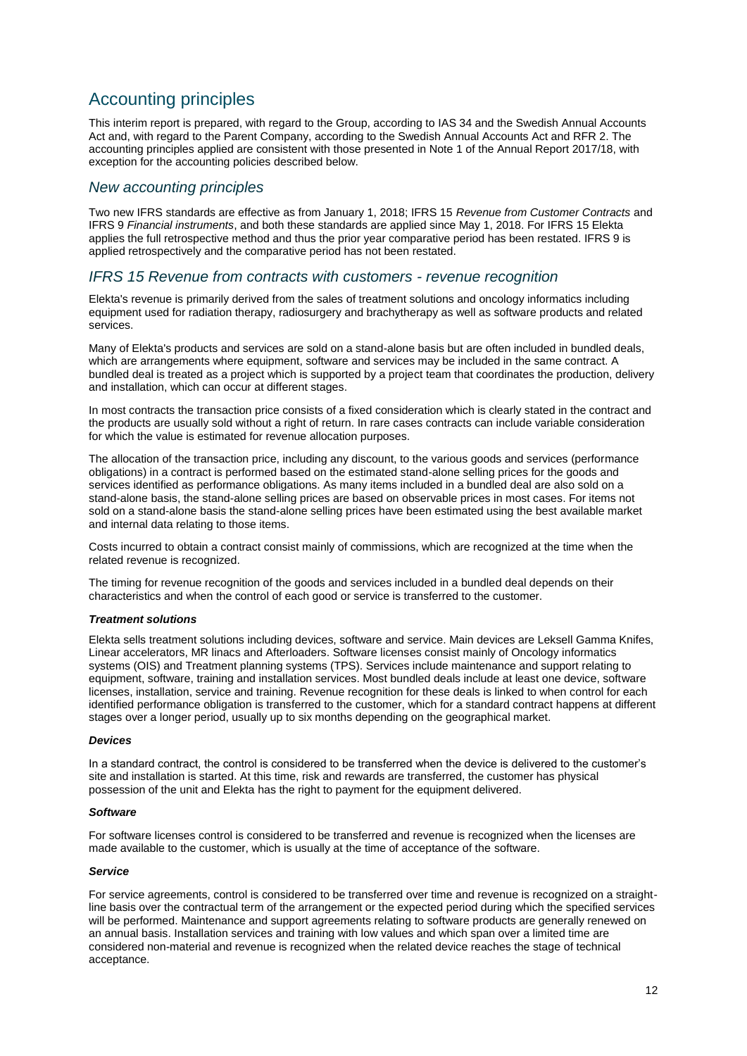# Accounting principles

This interim report is prepared, with regard to the Group, according to IAS 34 and the Swedish Annual Accounts Act and, with regard to the Parent Company, according to the Swedish Annual Accounts Act and RFR 2. The accounting principles applied are consistent with those presented in Note 1 of the Annual Report 2017/18, with exception for the accounting policies described below.

## *New accounting principles*

Two new IFRS standards are effective as from January 1, 2018; IFRS 15 *Revenue from Customer Contracts* and IFRS 9 *Financial instruments*, and both these standards are applied since May 1, 2018. For IFRS 15 Elekta applies the full retrospective method and thus the prior year comparative period has been restated. IFRS 9 is applied retrospectively and the comparative period has not been restated.

## *IFRS 15 Revenue from contracts with customers - revenue recognition*

Elekta's revenue is primarily derived from the sales of treatment solutions and oncology informatics including equipment used for radiation therapy, radiosurgery and brachytherapy as well as software products and related services.

Many of Elekta's products and services are sold on a stand-alone basis but are often included in bundled deals, which are arrangements where equipment, software and services may be included in the same contract. A bundled deal is treated as a project which is supported by a project team that coordinates the production, delivery and installation, which can occur at different stages.

In most contracts the transaction price consists of a fixed consideration which is clearly stated in the contract and the products are usually sold without a right of return. In rare cases contracts can include variable consideration for which the value is estimated for revenue allocation purposes.

The allocation of the transaction price, including any discount, to the various goods and services (performance obligations) in a contract is performed based on the estimated stand-alone selling prices for the goods and services identified as performance obligations. As many items included in a bundled deal are also sold on a stand-alone basis, the stand-alone selling prices are based on observable prices in most cases. For items not sold on a stand-alone basis the stand-alone selling prices have been estimated using the best available market and internal data relating to those items.

Costs incurred to obtain a contract consist mainly of commissions, which are recognized at the time when the related revenue is recognized.

The timing for revenue recognition of the goods and services included in a bundled deal depends on their characteristics and when the control of each good or service is transferred to the customer.

#### ***Treatment solutions***

Elekta sells treatment solutions including devices, software and service. Main devices are Leksell Gamma Knifes, Linear accelerators, MR linacs and Afterloaders. Software licenses consist mainly of Oncology informatics systems (OIS) and Treatment planning systems (TPS). Services include maintenance and support relating to equipment, software, training and installation services. Most bundled deals include at least one device, software licenses, installation, service and training. Revenue recognition for these deals is linked to when control for each identified performance obligation is transferred to the customer, which for a standard contract happens at different stages over a longer period, usually up to six months depending on the geographical market.

#### ***Devices***

In a standard contract, the control is considered to be transferred when the device is delivered to the customer's site and installation is started. At this time, risk and rewards are transferred, the customer has physical possession of the unit and Elekta has the right to payment for the equipment delivered.

#### ***Software***

For software licenses control is considered to be transferred and revenue is recognized when the licenses are made available to the customer, which is usually at the time of acceptance of the software.

#### ***Service***

For service agreements, control is considered to be transferred over time and revenue is recognized on a straight-line basis over the contractual term of the arrangement or the expected period during which the specified services will be performed. Maintenance and support agreements relating to software products are generally renewed on an annual basis. Installation services and training with low values and which span over a limited time are considered non-material and revenue is recognized when the related device reaches the stage of technical acceptance.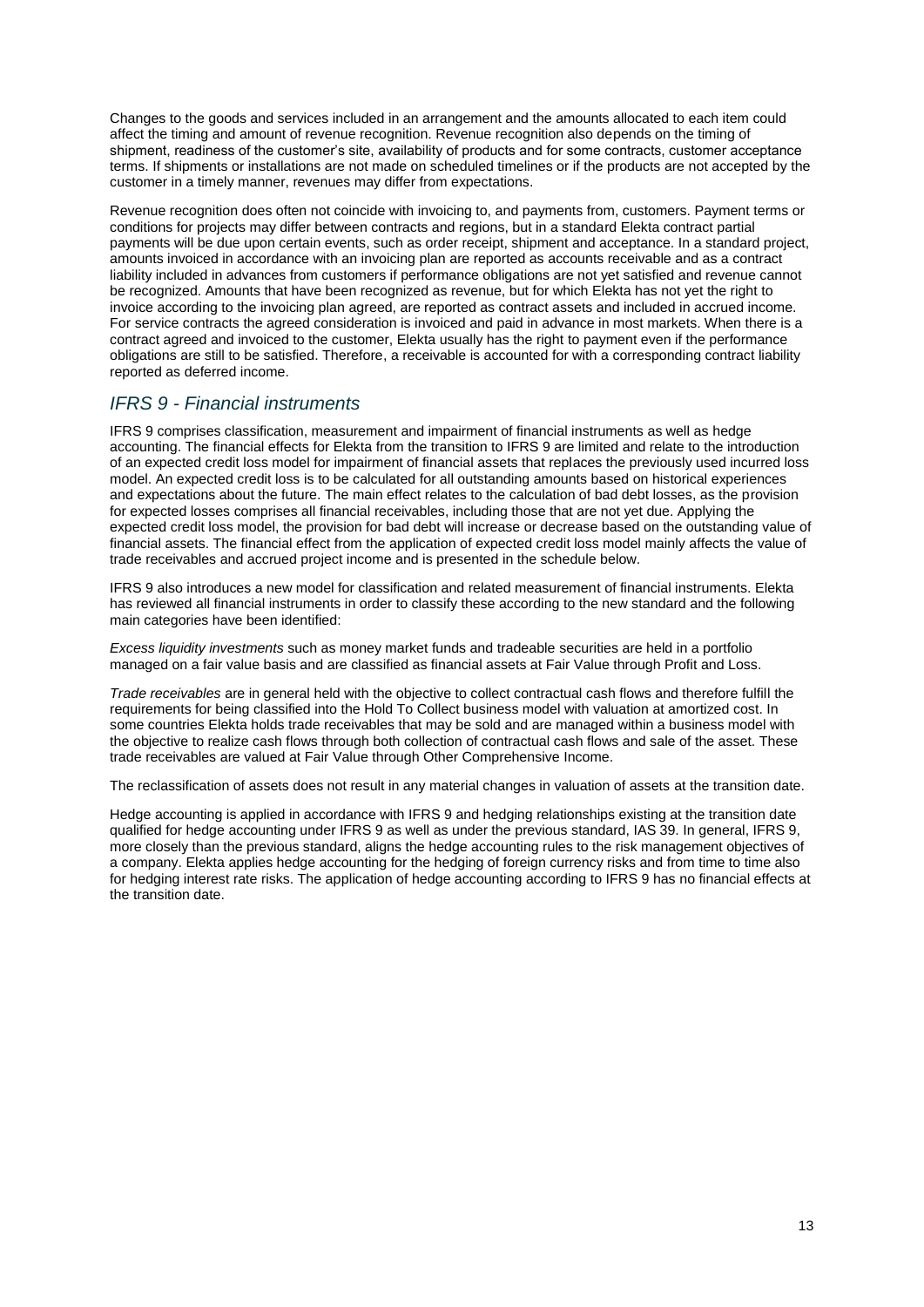Changes to the goods and services included in an arrangement and the amounts allocated to each item could affect the timing and amount of revenue recognition. Revenue recognition also depends on the timing of shipment, readiness of the customer's site, availability of products and for some contracts, customer acceptance terms. If shipments or installations are not made on scheduled timelines or if the products are not accepted by the customer in a timely manner, revenues may differ from expectations.

Revenue recognition does often not coincide with invoicing to, and payments from, customers. Payment terms or conditions for projects may differ between contracts and regions, but in a standard Elekta contract partial payments will be due upon certain events, such as order receipt, shipment and acceptance. In a standard project, amounts invoiced in accordance with an invoicing plan are reported as accounts receivable and as a contract liability included in advances from customers if performance obligations are not yet satisfied and revenue cannot be recognized. Amounts that have been recognized as revenue, but for which Elekta has not yet the right to invoice according to the invoicing plan agreed, are reported as contract assets and included in accrued income. For service contracts the agreed consideration is invoiced and paid in advance in most markets. When there is a contract agreed and invoiced to the customer, Elekta usually has the right to payment even if the performance obligations are still to be satisfied. Therefore, a receivable is accounted for with a corresponding contract liability reported as deferred income.

## *IFRS 9 - Financial instruments*

IFRS 9 comprises classification, measurement and impairment of financial instruments as well as hedge accounting. The financial effects for Elekta from the transition to IFRS 9 are limited and relate to the introduction of an expected credit loss model for impairment of financial assets that replaces the previously used incurred loss model. An expected credit loss is to be calculated for all outstanding amounts based on historical experiences and expectations about the future. The main effect relates to the calculation of bad debt losses, as the provision for expected losses comprises all financial receivables, including those that are not yet due. Applying the expected credit loss model, the provision for bad debt will increase or decrease based on the outstanding value of financial assets. The financial effect from the application of expected credit loss model mainly affects the value of trade receivables and accrued project income and is presented in the schedule below.

IFRS 9 also introduces a new model for classification and related measurement of financial instruments. Elekta has reviewed all financial instruments in order to classify these according to the new standard and the following main categories have been identified:

*Excess liquidity investments* such as money market funds and tradeable securities are held in a portfolio managed on a fair value basis and are classified as financial assets at Fair Value through Profit and Loss.

*Trade receivables* are in general held with the objective to collect contractual cash flows and therefore fulfill the requirements for being classified into the Hold To Collect business model with valuation at amortized cost. In some countries Elekta holds trade receivables that may be sold and are managed within a business model with the objective to realize cash flows through both collection of contractual cash flows and sale of the asset. These trade receivables are valued at Fair Value through Other Comprehensive Income.

The reclassification of assets does not result in any material changes in valuation of assets at the transition date.

Hedge accounting is applied in accordance with IFRS 9 and hedging relationships existing at the transition date qualified for hedge accounting under IFRS 9 as well as under the previous standard, IAS 39. In general, IFRS 9, more closely than the previous standard, aligns the hedge accounting rules to the risk management objectives of a company. Elekta applies hedge accounting for the hedging of foreign currency risks and from time to time also for hedging interest rate risks. The application of hedge accounting according to IFRS 9 has no financial effects at the transition date.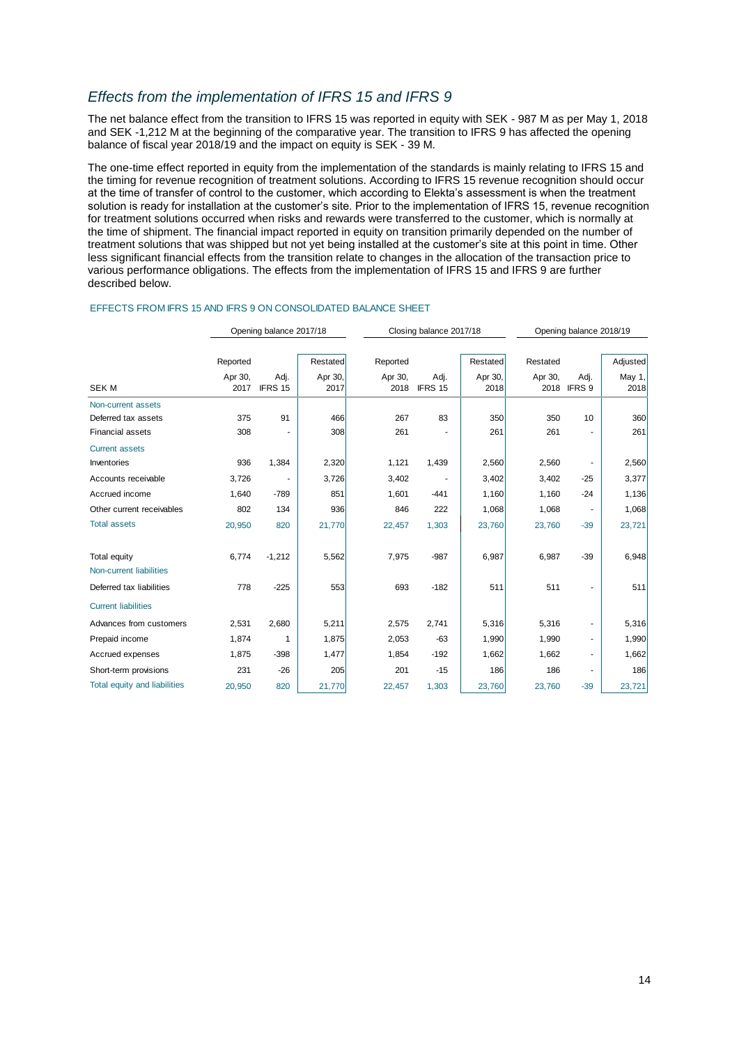## *Effects from the implementation of IFRS 15 and IFRS 9*

The net balance effect from the transition to IFRS 15 was reported in equity with SEK - 987 M as per May 1, 2018 and SEK -1,212 M at the beginning of the comparative year. The transition to IFRS 9 has affected the opening balance of fiscal year 2018/19 and the impact on equity is SEK - 39 M.

The one-time effect reported in equity from the implementation of the standards is mainly relating to IFRS 15 and the timing for revenue recognition of treatment solutions. According to IFRS 15 revenue recognition should occur at the time of transfer of control to the customer, which according to Elekta's assessment is when the treatment solution is ready for installation at the customer's site. Prior to the implementation of IFRS 15, revenue recognition for treatment solutions occurred when risks and rewards were transferred to the customer, which is normally at the time of shipment. The financial impact reported in equity on transition primarily depended on the number of treatment solutions that was shipped but not yet being installed at the customer's site at this point in time. Other less significant financial effects from the transition relate to changes in the allocation of the transaction price to various performance obligations. The effects from the implementation of IFRS 15 and IFRS 9 are further described below.

EFFECTS FROM IFRS 15 AND IFRS 9 ON CONSOLIDATED BALANCE SHEET

| | Opening balance 2017/18 | | | Closing balance 2017/18 | | | Opening balance 2018/19 | | |
|---|---|---|---|---|---|---|---|---|---|
| | Reported | | Restated | Reported | | Restated | Restated | | Adjusted |
| SEK M | Apr 30, 2017 | Adj. IFRS 15 | Apr 30, 2017 | Apr 30, 2018 | Adj. IFRS 15 | Apr 30, 2018 | Apr 30, 2018 | Adj. IFRS 9 | May 1, 2018 |
| Non-current assets | | | | | | | | | |
| Deferred tax assets | 375 | 91 | 466 | 267 | 83 | 350 | 350 | 10 | 360 |
| Financial assets | 308 | - | 308 | 261 | - | 261 | 261 | - | 261 |
| Current assets | | | | | | | | | |
| Inventories | 936 | 1,384 | 2,320 | 1,121 | 1,439 | 2,560 | 2,560 | - | 2,560 |
| Accounts receivable | 3,726 | - | 3,726 | 3,402 | - | 3,402 | 3,402 | -25 | 3,377 |
| Accrued income | 1,640 | -789 | 851 | 1,601 | -441 | 1,160 | 1,160 | -24 | 1,136 |
| Other current receivables | 802 | 134 | 936 | 846 | 222 | 1,068 | 1,068 | - | 1,068 |
| Total assets | 20,950 | 820 | 21,770 | 22,457 | 1,303 | 23,760 | 23,760 | -39 | 23,721 |
| | | | | | | | | | |
| Total equity | 6,774 | -1,212 | 5,562 | 7,975 | -987 | 6,987 | 6,987 | -39 | 6,948 |
| Non-current liabilities | | | | | | | | | |
| Deferred tax liabilities | 778 | -225 | 553 | 693 | -182 | 511 | 511 | - | 511 |
| Current liabilities | | | | | | | | | |
| Advances from customers | 2,531 | 2,680 | 5,211 | 2,575 | 2,741 | 5,316 | 5,316 | - | 5,316 |
| Prepaid income | 1,874 | 1 | 1,875 | 2,053 | -63 | 1,990 | 1,990 | - | 1,990 |
| Accrued expenses | 1,875 | -398 | 1,477 | 1,854 | -192 | 1,662 | 1,662 | - | 1,662 |
| Short-term provisions | 231 | -26 | 205 | 201 | -15 | 186 | 186 | - | 186 |
| Total equity and liabilities | 20,950 | 820 | 21,770 | 22,457 | 1,303 | 23,760 | 23,760 | -39 | 23,721 |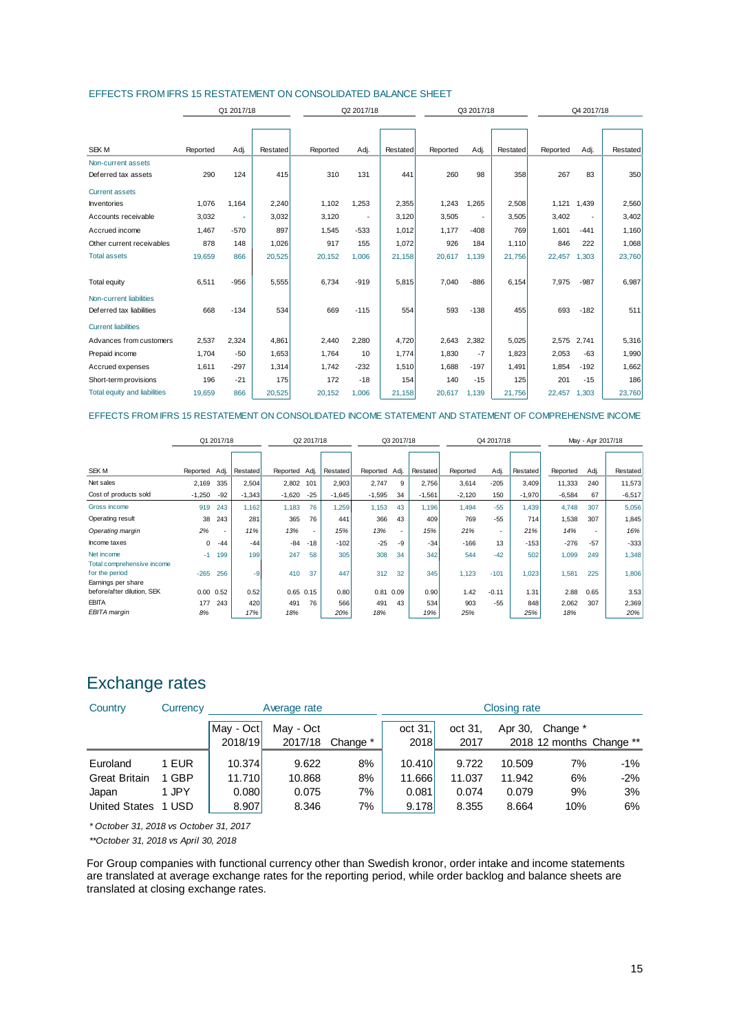EFFECTS FROM IFRS 15 RESTATEMENT ON CONSOLIDATED BALANCE SHEET

| | Q1 2017/18 | | | Q2 2017/18 | | | Q3 2017/18 | | | Q4 2017/18 | | |
|---|---|---|---|---|---|---|---|---|---|---|---|---|
| SEK M | Reported | Adj. | Restated | Reported | Adj. | Restated | Reported | Adj. | Restated | Reported | Adj. | Restated |
| Non-current assets | | | | | | | | | | | | |
| Deferred tax assets | 290 | 124 | 415 | 310 | 131 | 441 | 260 | 98 | 358 | 267 | 83 | 350 |
| Current assets | | | | | | | | | | | | |
| Inventories | 1,076 | 1,164 | 2,240 | 1,102 | 1,253 | 2,355 | 1,243 | 1,265 | 2,508 | 1,121 | 1,439 | 2,560 |
| Accounts receivable | 3,032 | - | 3,032 | 3,120 | - | 3,120 | 3,505 | - | 3,505 | 3,402 | - | 3,402 |
| Accrued income | 1,467 | -570 | 897 | 1,545 | -533 | 1,012 | 1,177 | -408 | 769 | 1,601 | -441 | 1,160 |
| Other current receivables | 878 | 148 | 1,026 | 917 | 155 | 1,072 | 926 | 184 | 1,110 | 846 | 222 | 1,068 |
| Total assets | 19,659 | 866 | 20,525 | 20,152 | 1,006 | 21,158 | 20,617 | 1,139 | 21,756 | 22,457 | 1,303 | 23,760 |
| Total equity | 6,511 | -956 | 5,555 | 6,734 | -919 | 5,815 | 7,040 | -886 | 6,154 | 7,975 | -987 | 6,987 |
| Non-current liabilities | | | | | | | | | | | | |
| Deferred tax liabilities | 668 | -134 | 534 | 669 | -115 | 554 | 593 | -138 | 455 | 693 | -182 | 511 |
| Current liabilities | | | | | | | | | | | | |
| Advances from customers | 2,537 | 2,324 | 4,861 | 2,440 | 2,280 | 4,720 | 2,643 | 2,382 | 5,025 | 2,575 | 2,741 | 5,316 |
| Prepaid income | 1,704 | -50 | 1,653 | 1,764 | 10 | 1,774 | 1,830 | -7 | 1,823 | 2,053 | -63 | 1,990 |
| Accrued expenses | 1,611 | -297 | 1,314 | 1,742 | -232 | 1,510 | 1,688 | -197 | 1,491 | 1,854 | -192 | 1,662 |
| Short-term provisions | 196 | -21 | 175 | 172 | -18 | 154 | 140 | -15 | 125 | 201 | -15 | 186 |
| Total equity and liabilities | 19,659 | 866 | 20,525 | 20,152 | 1,006 | 21,158 | 20,617 | 1,139 | 21,756 | 22,457 | 1,303 | 23,760 |

EFFECTS FROM IFRS 15 RESTATEMENT ON CONSOLIDATED INCOME STATEMENT AND STATEMENT OF COMPREHENSIVE INCOME

| | Q1 2017/18 | | | Q2 2017/18 | | | Q3 2017/18 | | | Q4 2017/18 | | | May - Apr 2017/18 | | |
|---|---|---|---|---|---|---|---|---|---|---|---|---|---|---|---|
| SEK M | Reported | Adj. | Restated | Reported | Adj. | Restated | Reported | Adj. | Restated | Reported | Adj. | Restated | Reported | Adj. | Restated |
| Net sales | 2,169 | 335 | 2,504 | 2,802 | 101 | 2,903 | 2,747 | 9 | 2,756 | 3,614 | -205 | 3,409 | 11,333 | 240 | 11,573 |
| Cost of products sold | -1,250 | -92 | -1,343 | -1,620 | -25 | -1,645 | -1,595 | 34 | -1,561 | -2,120 | 150 | -1,970 | -6,584 | 67 | -6,517 |
| Gross income | 919 | 243 | 1,162 | 1,183 | 76 | 1,259 | 1,153 | 43 | 1,196 | 1,494 | -55 | 1,439 | 4,748 | 307 | 5,056 |
| Operating result | 38 | 243 | 281 | 365 | 76 | 441 | 366 | 43 | 409 | 769 | -55 | 714 | 1,538 | 307 | 1,845 |
| *Operating margin* | *2%* | - | *11%* | *13%* | - | *15%* | *13%* | - | *15%* | *21%* | - | *21%* | *14%* | - | *16%* |
| Income taxes | 0 | -44 | -44 | -84 | -18 | -102 | -25 | -9 | -34 | -166 | 13 | -153 | -276 | -57 | -333 |
| Net income | -1 | 199 | 199 | 247 | 58 | 305 | 308 | 34 | 342 | 544 | -42 | 502 | 1,099 | 249 | 1,348 |
| Total comprehensive income for the period | -265 | 256 | -9 | 410 | 37 | 447 | 312 | 32 | 345 | 1,123 | -101 | 1,023 | 1,581 | 225 | 1,806 |
| Earnings per share before/after dilution, SEK | 0.00 | 0.52 | 0.52 | 0.65 | 0.15 | 0.80 | 0.81 | 0.09 | 0.90 | 1.42 | -0.11 | 1.31 | 2.88 | 0.65 | 3.53 |
| EBITA | 177 | 243 | 420 | 491 | 76 | 566 | 491 | 43 | 534 | 903 | -55 | 848 | 2,062 | 307 | 2,369 |
| *EBITA margin* | *8%* | | *17%* | *18%* | | *20%* | *18%* | | *19%* | *25%* | | *25%* | *18%* | | *20%* |

# Exchange rates

| Country | Currency | Average rate | | | Closing rate | | | | |
|---|---|---|---|---|---|---|---|---|---|
| | | May - Oct 2018/19 | May - Oct 2017/18 | Change * | oct 31, 2018 | oct 31, 2017 | Apr 30, 2018 | Change * 12 months | Change ** |
| Euroland | 1 EUR | 10.374 | 9.622 | 8% | 10.410 | 9.722 | 10.509 | 7% | -1% |
| Great Britain | 1 GBP | 11.710 | 10.868 | 8% | 11.666 | 11.037 | 11.942 | 6% | -2% |
| Japan | 1 JPY | 0.080 | 0.075 | 7% | 0.081 | 0.074 | 0.079 | 9% | 3% |
| United States | 1 USD | 8.907 | 8.346 | 7% | 9.178 | 8.355 | 8.664 | 10% | 6% |

*\* October 31, 2018 vs October 31, 2017*

*\*\*October 31, 2018 vs April 30, 2018*

For Group companies with functional currency other than Swedish kronor, order intake and income statements are translated at average exchange rates for the reporting period, while order backlog and balance sheets are translated at closing exchange rates.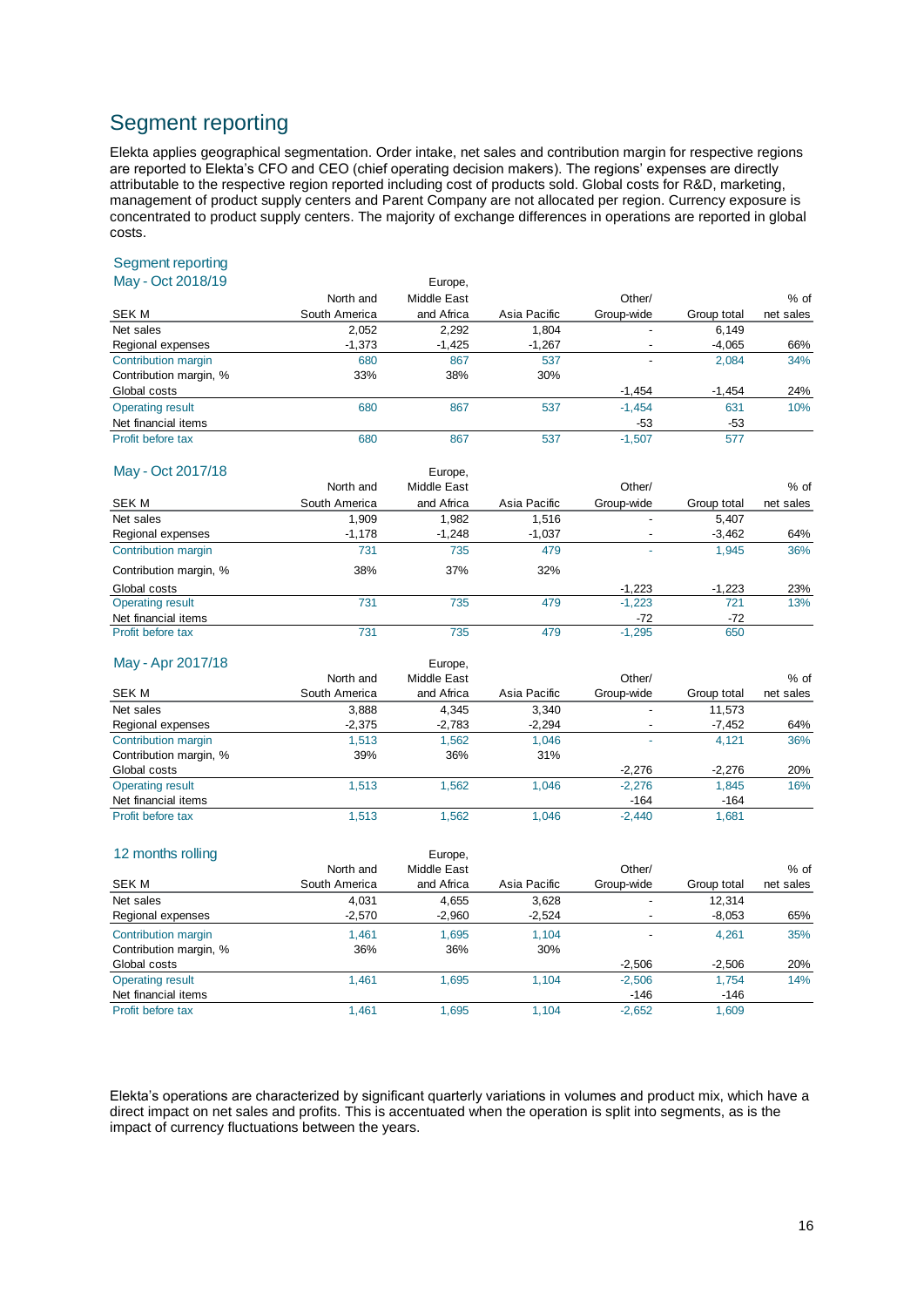## Segment reporting

Elekta applies geographical segmentation. Order intake, net sales and contribution margin for respective regions are reported to Elekta's CFO and CEO (chief operating decision makers). The regions' expenses are directly attributable to the respective region reported including cost of products sold. Global costs for R&D, marketing, management of product supply centers and Parent Company are not allocated per region. Currency exposure is concentrated to product supply centers. The majority of exchange differences in operations are reported in global costs.

### Segment reporting

**May - Oct 2018/19**

| SEK M | North and South America | Europe, Middle East and Africa | Asia Pacific | Other/ Group-wide | Group total | % of net sales |
|---|---|---|---|---|---|---|
| Net sales | 2,052 | 2,292 | 1,804 | - | 6,149 | |
| Regional expenses | -1,373 | -1,425 | -1,267 | - | -4,065 | 66% |
| Contribution margin | 680 | 867 | 537 | - | 2,084 | 34% |
| Contribution margin, % | 33% | 38% | 30% | | | |
| Global costs | | | | -1,454 | -1,454 | 24% |
| Operating result | 680 | 867 | 537 | -1,454 | 631 | 10% |
| Net financial items | | | | -53 | -53 | |
| Profit before tax | 680 | 867 | 537 | -1,507 | 577 | |

**May - Oct 2017/18**

| SEK M | North and South America | Europe, Middle East and Africa | Asia Pacific | Other/ Group-wide | Group total | % of net sales |
|---|---|---|---|---|---|---|
| Net sales | 1,909 | 1,982 | 1,516 | - | 5,407 | |
| Regional expenses | -1,178 | -1,248 | -1,037 | - | -3,462 | 64% |
| Contribution margin | 731 | 735 | 479 | - | 1,945 | 36% |
| Contribution margin, % | 38% | 37% | 32% | | | |
| Global costs | | | | -1,223 | -1,223 | 23% |
| Operating result | 731 | 735 | 479 | -1,223 | 721 | 13% |
| Net financial items | | | | -72 | -72 | |
| Profit before tax | 731 | 735 | 479 | -1,295 | 650 | |

**May - Apr 2017/18**

| SEK M | North and South America | Europe, Middle East and Africa | Asia Pacific | Other/ Group-wide | Group total | % of net sales |
|---|---|---|---|---|---|---|
| Net sales | 3,888 | 4,345 | 3,340 | - | 11,573 | |
| Regional expenses | -2,375 | -2,783 | -2,294 | - | -7,452 | 64% |
| Contribution margin | 1,513 | 1,562 | 1,046 | - | 4,121 | 36% |
| Contribution margin, % | 39% | 36% | 31% | | | |
| Global costs | | | | -2,276 | -2,276 | 20% |
| Operating result | 1,513 | 1,562 | 1,046 | -2,276 | 1,845 | 16% |
| Net financial items | | | | -164 | -164 | |
| Profit before tax | 1,513 | 1,562 | 1,046 | -2,440 | 1,681 | |

**12 months rolling**

| SEK M | North and South America | Europe, Middle East and Africa | Asia Pacific | Other/ Group-wide | Group total | % of net sales |
|---|---|---|---|---|---|---|
| Net sales | 4,031 | 4,655 | 3,628 | - | 12,314 | |
| Regional expenses | -2,570 | -2,960 | -2,524 | - | -8,053 | 65% |
| Contribution margin | 1,461 | 1,695 | 1,104 | - | 4,261 | 35% |
| Contribution margin, % | 36% | 36% | 30% | | | |
| Global costs | | | | -2,506 | -2,506 | 20% |
| Operating result | 1,461 | 1,695 | 1,104 | -2,506 | 1,754 | 14% |
| Net financial items | | | | -146 | -146 | |
| Profit before tax | 1,461 | 1,695 | 1,104 | -2,652 | 1,609 | |

Elekta's operations are characterized by significant quarterly variations in volumes and product mix, which have a direct impact on net sales and profits. This is accentuated when the operation is split into segments, as is the impact of currency fluctuations between the years.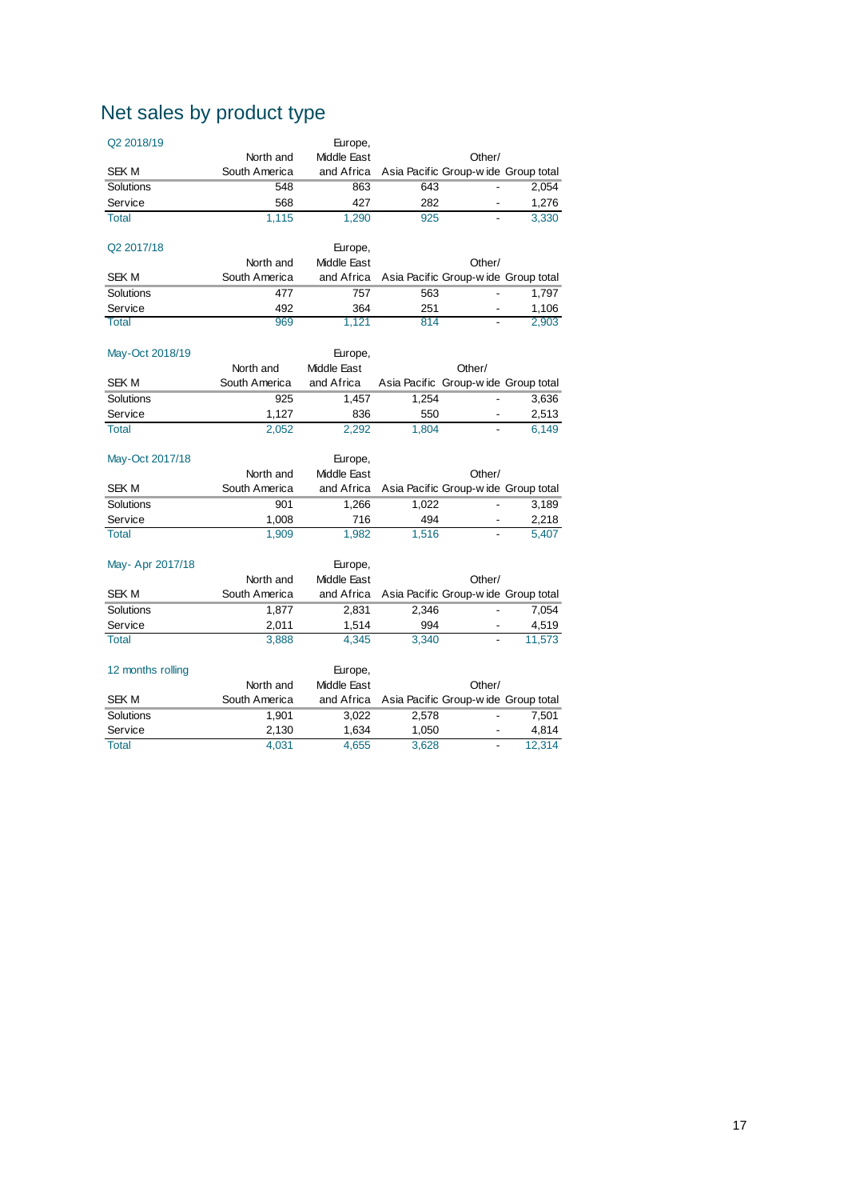## Net sales by product type

| Q2 2018/19<br>SEK M | North and South America | Europe, Middle East and Africa | Asia Pacific | Other/ Group-wide | Group total |
|---|---|---|---|---|---|
| Solutions | 548 | 863 | 643 | - | 2,054 |
| Service | 568 | 427 | 282 | - | 1,276 |
| Total | 1,115 | 1,290 | 925 | - | 3,330 |

| Q2 2017/18<br>SEK M | North and South America | Europe, Middle East and Africa | Asia Pacific | Other/ Group-wide | Group total |
|---|---|---|---|---|---|
| Solutions | 477 | 757 | 563 | - | 1,797 |
| Service | 492 | 364 | 251 | - | 1,106 |
| Total | 969 | 1,121 | 814 | - | 2,903 |

| May-Oct 2018/19<br>SEK M | North and South America | Europe, Middle East and Africa | Asia Pacific | Other/ Group-wide | Group total |
|---|---|---|---|---|---|
| Solutions | 925 | 1,457 | 1,254 | - | 3,636 |
| Service | 1,127 | 836 | 550 | - | 2,513 |
| Total | 2,052 | 2,292 | 1,804 | - | 6,149 |

| May-Oct 2017/18<br>SEK M | North and South America | Europe, Middle East and Africa | Asia Pacific | Other/ Group-wide | Group total |
|---|---|---|---|---|---|
| Solutions | 901 | 1,266 | 1,022 | - | 3,189 |
| Service | 1,008 | 716 | 494 | - | 2,218 |
| Total | 1,909 | 1,982 | 1,516 | - | 5,407 |

| May- Apr 2017/18<br>SEK M | North and South America | Europe, Middle East and Africa | Asia Pacific | Other/ Group-wide | Group total |
|---|---|---|---|---|---|
| Solutions | 1,877 | 2,831 | 2,346 | - | 7,054 |
| Service | 2,011 | 1,514 | 994 | - | 4,519 |
| Total | 3,888 | 4,345 | 3,340 | - | 11,573 |

| 12 months rolling<br>SEK M | North and South America | Europe, Middle East and Africa | Asia Pacific | Other/ Group-wide | Group total |
|---|---|---|---|---|---|
| Solutions | 1,901 | 3,022 | 2,578 | - | 7,501 |
| Service | 2,130 | 1,634 | 1,050 | - | 4,814 |
| Total | 4,031 | 4,655 | 3,628 | - | 12,314 |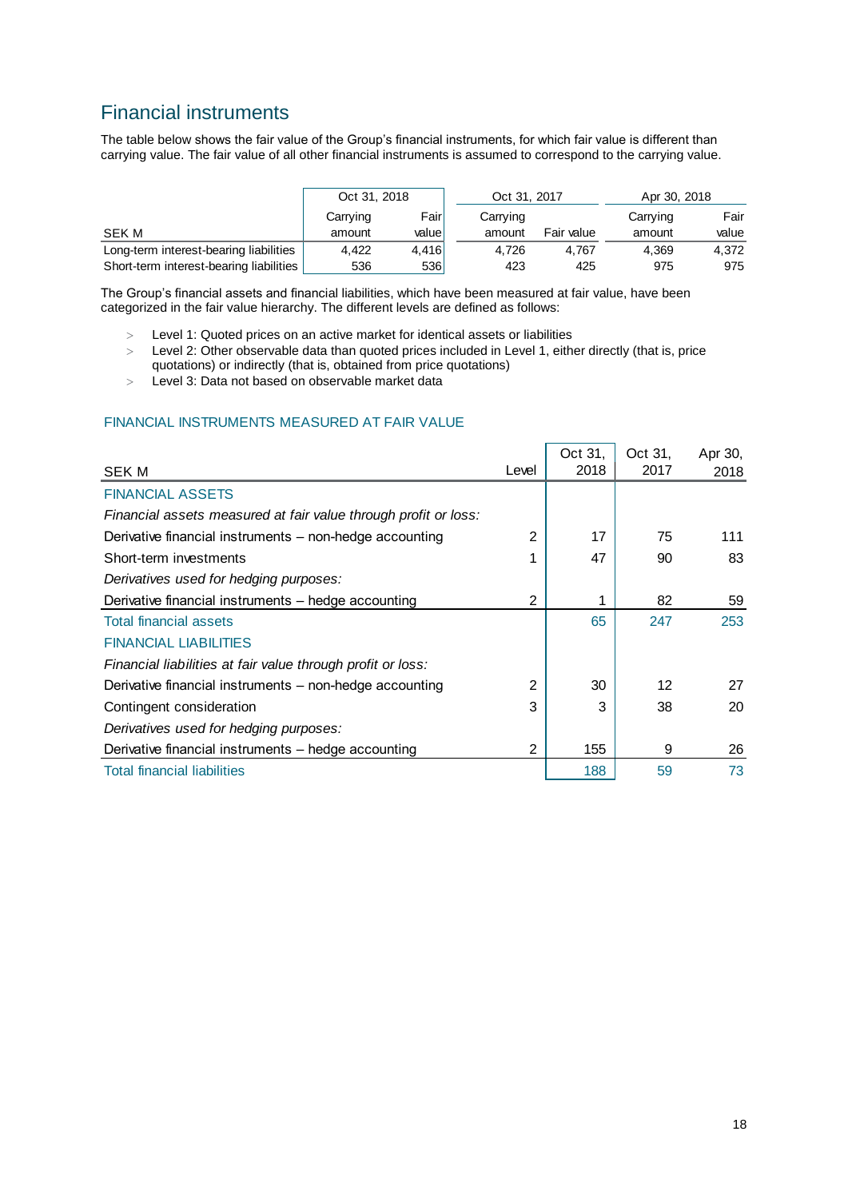## Financial instruments

The table below shows the fair value of the Group's financial instruments, for which fair value is different than carrying value. The fair value of all other financial instruments is assumed to correspond to the carrying value.

| SEK M | Oct 31, 2018 Carrying amount | Oct 31, 2018 Fair value | Oct 31, 2017 Carrying amount | Oct 31, 2017 Fair value | Apr 30, 2018 Carrying amount | Apr 30, 2018 Fair value |
|---|---|---|---|---|---|---|
| Long-term interest-bearing liabilities | 4,422 | 4,416 | 4,726 | 4,767 | 4,369 | 4,372 |
| Short-term interest-bearing liabilities | 536 | 536 | 423 | 425 | 975 | 975 |

The Group's financial assets and financial liabilities, which have been measured at fair value, have been categorized in the fair value hierarchy. The different levels are defined as follows:

- Level 1: Quoted prices on an active market for identical assets or liabilities
- Level 2: Other observable data than quoted prices included in Level 1, either directly (that is, price quotations) or indirectly (that is, obtained from price quotations)
- Level 3: Data not based on observable market data

### FINANCIAL INSTRUMENTS MEASURED AT FAIR VALUE

| SEK M | Level | Oct 31, 2018 | Oct 31, 2017 | Apr 30, 2018 |
|---|---|---|---|---|
| **FINANCIAL ASSETS** | | | | |
| *Financial assets measured at fair value through profit or loss:* | | | | |
| Derivative financial instruments – non-hedge accounting | 2 | 17 | 75 | 111 |
| Short-term investments | 1 | 47 | 90 | 83 |
| *Derivatives used for hedging purposes:* | | | | |
| Derivative financial instruments – hedge accounting | 2 | 1 | 82 | 59 |
| Total financial assets | | 65 | 247 | 253 |
| **FINANCIAL LIABILITIES** | | | | |
| *Financial liabilities at fair value through profit or loss:* | | | | |
| Derivative financial instruments – non-hedge accounting | 2 | 30 | 12 | 27 |
| Contingent consideration | 3 | 3 | 38 | 20 |
| *Derivatives used for hedging purposes:* | | | | |
| Derivative financial instruments – hedge accounting | 2 | 155 | 9 | 26 |
| Total financial liabilities | | 188 | 59 | 73 |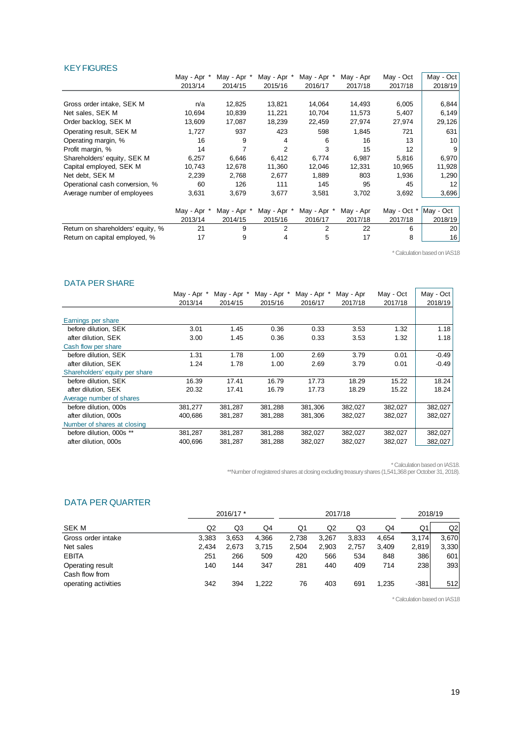## KEY FIGURES

| | May - Apr * 2013/14 | May - Apr * 2014/15 | May - Apr * 2015/16 | May - Apr * 2016/17 | May - Apr 2017/18 | May - Oct 2017/18 | May - Oct 2018/19 |
|---|---|---|---|---|---|---|---|
| Gross order intake, SEK M | n/a | 12,825 | 13,821 | 14,064 | 14,493 | 6,005 | 6,844 |
| Net sales, SEK M | 10,694 | 10,839 | 11,221 | 10,704 | 11,573 | 5,407 | 6,149 |
| Order backlog, SEK M | 13,609 | 17,087 | 18,239 | 22,459 | 27,974 | 27,974 | 29,126 |
| Operating result, SEK M | 1,727 | 937 | 423 | 598 | 1,845 | 721 | 631 |
| Operating margin, % | 16 | 9 | 4 | 6 | 16 | 13 | 10 |
| Profit margin, % | 14 | 7 | 2 | 3 | 15 | 12 | 9 |
| Shareholders' equity, SEK M | 6,257 | 6,646 | 6,412 | 6,774 | 6,987 | 5,816 | 6,970 |
| Capital employed, SEK M | 10,743 | 12,678 | 11,360 | 12,046 | 12,331 | 10,965 | 11,928 |
| Net debt, SEK M | 2,239 | 2,768 | 2,677 | 1,889 | 803 | 1,936 | 1,290 |
| Operational cash conversion, % | 60 | 126 | 111 | 145 | 95 | 45 | 12 |
| Average number of employees | 3,631 | 3,679 | 3,677 | 3,581 | 3,702 | 3,692 | 3,696 |

| | May - Apr * 2013/14 | May - Apr * 2014/15 | May - Apr * 2015/16 | May - Apr * 2016/17 | May - Apr 2017/18 | May - Oct * 2017/18 | May - Oct 2018/19 |
|---|---|---|---|---|---|---|---|
| Return on shareholders' equity, % | 21 | 9 | 2 | 2 | 22 | 6 | 20 |
| Return on capital employed, % | 17 | 9 | 4 | 5 | 17 | 8 | 16 |

* Calculation based on IAS18

## DATA PER SHARE

| | May - Apr * 2013/14 | May - Apr * 2014/15 | May - Apr * 2015/16 | May - Apr * 2016/17 | May - Apr 2017/18 | May - Oct 2017/18 | May - Oct 2018/19 |
|---|---|---|---|---|---|---|---|
| **Earnings per share** | | | | | | | |
| before dilution, SEK | 3.01 | 1.45 | 0.36 | 0.33 | 3.53 | 1.32 | 1.18 |
| after dilution, SEK | 3.00 | 1.45 | 0.36 | 0.33 | 3.53 | 1.32 | 1.18 |
| **Cash flow per share** | | | | | | | |
| before dilution, SEK | 1.31 | 1.78 | 1.00 | 2.69 | 3.79 | 0.01 | -0.49 |
| after dilution, SEK | 1.24 | 1.78 | 1.00 | 2.69 | 3.79 | 0.01 | -0.49 |
| **Shareholders' equity per share** | | | | | | | |
| before dilution, SEK | 16.39 | 17.41 | 16.79 | 17.73 | 18.29 | 15.22 | 18.24 |
| after dilution, SEK | 20.32 | 17.41 | 16.79 | 17.73 | 18.29 | 15.22 | 18.24 |
| **Average number of shares** | | | | | | | |
| before dilution, 000s | 381,277 | 381,287 | 381,288 | 381,306 | 382,027 | 382,027 | 382,027 |
| after dilution, 000s | 400,686 | 381,287 | 381,288 | 381,306 | 382,027 | 382,027 | 382,027 |
| **Number of shares at closing** | | | | | | | |
| before dilution, 000s ** | 381,287 | 381,287 | 381,288 | 382,027 | 382,027 | 382,027 | 382,027 |
| after dilution, 000s | 400,696 | 381,287 | 381,288 | 382,027 | 382,027 | 382,027 | 382,027 |

* Calculation based on IAS18.
**Number of registered shares at closing excluding treasury shares (1,541,368 per October 31, 2018).

## DATA PER QUARTER

| | 2016/17 * | | | 2017/18 | | | | 2018/19 | |
|---|---|---|---|---|---|---|---|---|---|
| SEK M | Q2 | Q3 | Q4 | Q1 | Q2 | Q3 | Q4 | Q1 | Q2 |
| Gross order intake | 3,383 | 3,653 | 4,366 | 2,738 | 3,267 | 3,833 | 4,654 | 3,174 | 3,670 |
| Net sales | 2,434 | 2,673 | 3,715 | 2,504 | 2,903 | 2,757 | 3,409 | 2,819 | 3,330 |
| EBITA | 251 | 266 | 509 | 420 | 566 | 534 | 848 | 386 | 601 |
| Operating result | 140 | 144 | 347 | 281 | 440 | 409 | 714 | 238 | 393 |
| Cash flow from operating activities | 342 | 394 | 1,222 | 76 | 403 | 691 | 1,235 | -381 | 512 |

* Calculation based on IAS18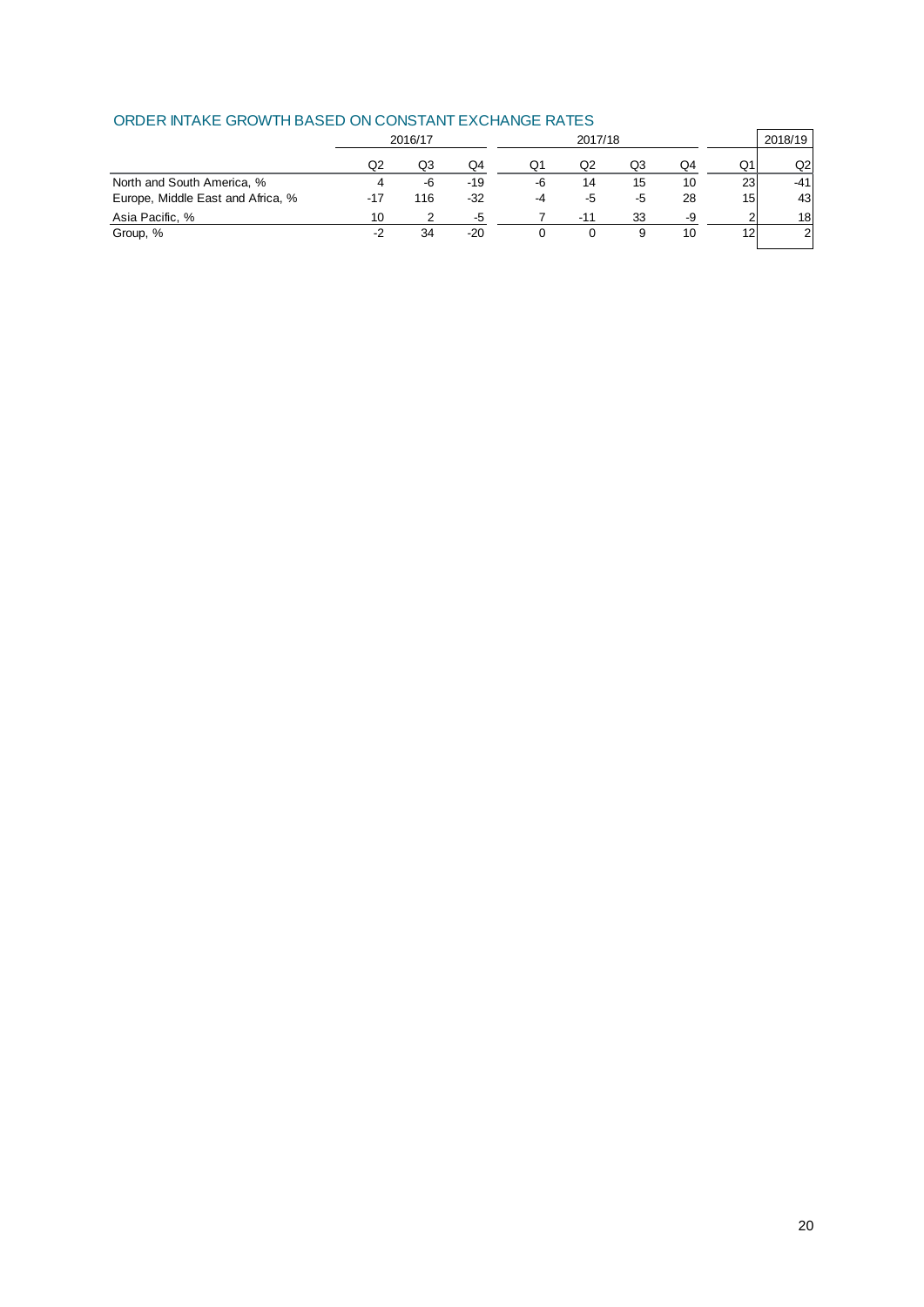## ORDER INTAKE GROWTH BASED ON CONSTANT EXCHANGE RATES

| | 2016/17 | | | 2017/18 | | | | 2018/19 | |
|---|---|---|---|---|---|---|---|---|---|
| | Q2 | Q3 | Q4 | Q1 | Q2 | Q3 | Q4 | Q1 | Q2 |
| North and South America, % | 4 | -6 | -19 | -6 | 14 | 15 | 10 | 23 | -41 |
| Europe, Middle East and Africa, % | -17 | 116 | -32 | -4 | -5 | -5 | 28 | 15 | 43 |
| Asia Pacific, % | 10 | 2 | -5 | 7 | -11 | 33 | -9 | 2 | 18 |
| Group, % | -2 | 34 | -20 | 0 | 0 | 9 | 10 | 12 | 2 |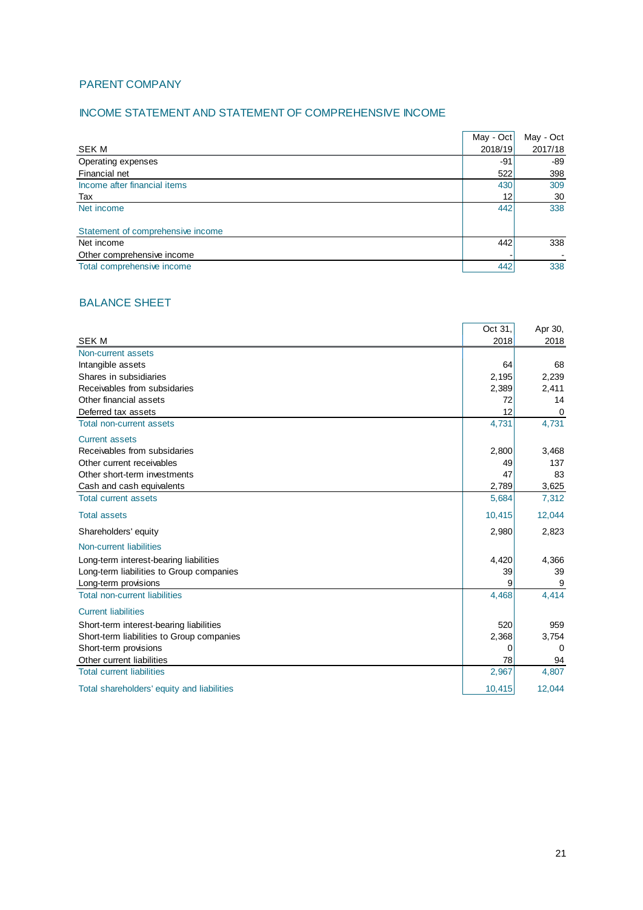## PARENT COMPANY

### INCOME STATEMENT AND STATEMENT OF COMPREHENSIVE INCOME

| SEK M | May - Oct 2018/19 | May - Oct 2017/18 |
|---|---|---|
| Operating expenses | -91 | -89 |
| Financial net | 522 | 398 |
| Income after financial items | 430 | 309 |
| Tax | 12 | 30 |
| Net income | 442 | 338 |
| | | |
| Statement of comprehensive income | | |
| Net income | 442 | 338 |
| Other comprehensive income | - | - |
| Total comprehensive income | 442 | 338 |

### BALANCE SHEET

| SEK M | Oct 31, 2018 | Apr 30, 2018 |
|---|---|---|
| Non-current assets | | |
| Intangible assets | 64 | 68 |
| Shares in subsidiaries | 2,195 | 2,239 |
| Receivables from subsidaries | 2,389 | 2,411 |
| Other financial assets | 72 | 14 |
| Deferred tax assets | 12 | 0 |
| Total non-current assets | 4,731 | 4,731 |
| Current assets | | |
| Receivables from subsidaries | 2,800 | 3,468 |
| Other current receivables | 49 | 137 |
| Other short-term investments | 47 | 83 |
| Cash and cash equivalents | 2,789 | 3,625 |
| Total current assets | 5,684 | 7,312 |
| Total assets | 10,415 | 12,044 |
| Shareholders' equity | 2,980 | 2,823 |
| Non-current liabilities | | |
| Long-term interest-bearing liabilities | 4,420 | 4,366 |
| Long-term liabilities to Group companies | 39 | 39 |
| Long-term provisions | 9 | 9 |
| Total non-current liabilities | 4,468 | 4,414 |
| Current liabilities | | |
| Short-term interest-bearing liabilities | 520 | 959 |
| Short-term liabilities to Group companies | 2,368 | 3,754 |
| Short-term provisions | 0 | 0 |
| Other current liabilities | 78 | 94 |
| Total current liabilities | 2,967 | 4,807 |
| Total shareholders' equity and liabilities | 10,415 | 12,044 |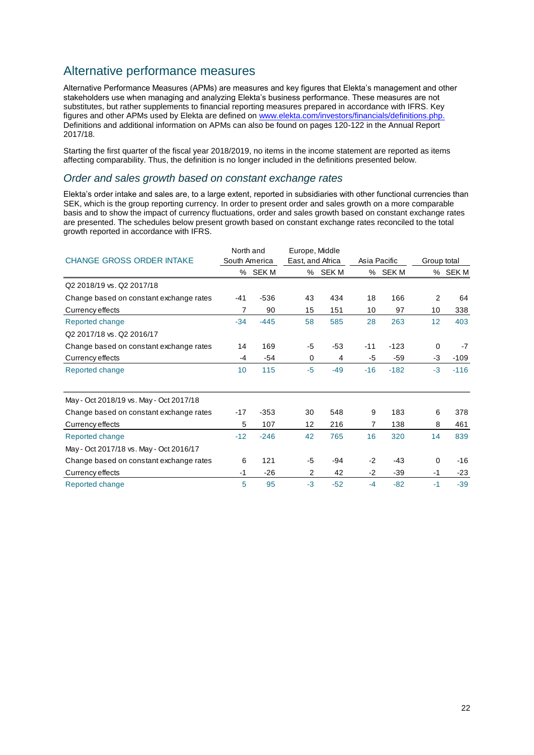## Alternative performance measures

Alternative Performance Measures (APMs) are measures and key figures that Elekta's management and other stakeholders use when managing and analyzing Elekta's business performance. These measures are not substitutes, but rather supplements to financial reporting measures prepared in accordance with IFRS. Key figures and other APMs used by Elekta are defined on www.elekta.com/investors/financials/definitions.php. Definitions and additional information on APMs can also be found on pages 120-122 in the Annual Report 2017/18.

Starting the first quarter of the fiscal year 2018/2019, no items in the income statement are reported as items affecting comparability. Thus, the definition is no longer included in the definitions presented below.

### *Order and sales growth based on constant exchange rates*

Elekta's order intake and sales are, to a large extent, reported in subsidiaries with other functional currencies than SEK, which is the group reporting currency. In order to present order and sales growth on a more comparable basis and to show the impact of currency fluctuations, order and sales growth based on constant exchange rates are presented. The schedules below present growth based on constant exchange rates reconciled to the total growth reported in accordance with IFRS.

| CHANGE GROSS ORDER INTAKE | North and South America | | Europe, Middle East, and Africa | | Asia Pacific | | Group total | |
|---|---|---|---|---|---|---|---|---|
| | % | SEK M | % | SEK M | % | SEK M | % | SEK M |
| Q2 2018/19 vs. Q2 2017/18 | | | | | | | | |
| Change based on constant exchange rates | -41 | -536 | 43 | 434 | 18 | 166 | 2 | 64 |
| Currency effects | 7 | 90 | 15 | 151 | 10 | 97 | 10 | 338 |
| Reported change | -34 | -445 | 58 | 585 | 28 | 263 | 12 | 403 |
| Q2 2017/18 vs. Q2 2016/17 | | | | | | | | |
| Change based on constant exchange rates | 14 | 169 | -5 | -53 | -11 | -123 | 0 | -7 |
| Currency effects | -4 | -54 | 0 | 4 | -5 | -59 | -3 | -109 |
| Reported change | 10 | 115 | -5 | -49 | -16 | -182 | -3 | -116 |
| | | | | | | | | |
| May - Oct 2018/19 vs. May - Oct 2017/18 | | | | | | | | |
| Change based on constant exchange rates | -17 | -353 | 30 | 548 | 9 | 183 | 6 | 378 |
| Currency effects | 5 | 107 | 12 | 216 | 7 | 138 | 8 | 461 |
| Reported change | -12 | -246 | 42 | 765 | 16 | 320 | 14 | 839 |
| May - Oct 2017/18 vs. May - Oct 2016/17 | | | | | | | | |
| Change based on constant exchange rates | 6 | 121 | -5 | -94 | -2 | -43 | 0 | -16 |
| Currency effects | -1 | -26 | 2 | 42 | -2 | -39 | -1 | -23 |
| Reported change | 5 | 95 | -3 | -52 | -4 | -82 | -1 | -39 |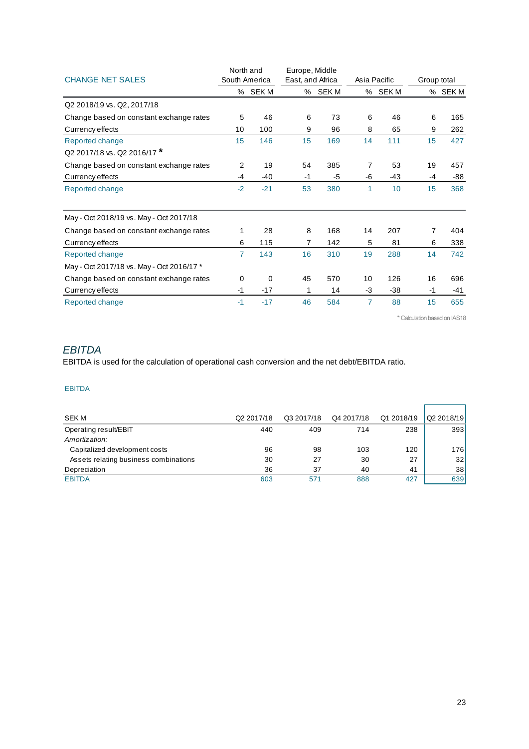| CHANGE NET SALES | North and South America | | Europe, Middle East, and Africa | | Asia Pacific | | Group total | |
|---|---|---|---|---|---|---|---|---|
| | % | SEK M | % | SEK M | % | SEK M | % | SEK M |
| Q2 2018/19 vs. Q2, 2017/18 | | | | | | | | |
| Change based on constant exchange rates | 5 | 46 | 6 | 73 | 6 | 46 | 6 | 165 |
| Currency effects | 10 | 100 | 9 | 96 | 8 | 65 | 9 | 262 |
| Reported change | 15 | 146 | 15 | 169 | 14 | 111 | 15 | 427 |
| Q2 2017/18 vs. Q2 2016/17 * | | | | | | | | |
| Change based on constant exchange rates | 2 | 19 | 54 | 385 | 7 | 53 | 19 | 457 |
| Currency effects | -4 | -40 | -1 | -5 | -6 | -43 | -4 | -88 |
| Reported change | -2 | -21 | 53 | 380 | 1 | 10 | 15 | 368 |
| | | | | | | | | |
| May - Oct 2018/19 vs. May - Oct 2017/18 | | | | | | | | |
| Change based on constant exchange rates | 1 | 28 | 8 | 168 | 14 | 207 | 7 | 404 |
| Currency effects | 6 | 115 | 7 | 142 | 5 | 81 | 6 | 338 |
| Reported change | 7 | 143 | 16 | 310 | 19 | 288 | 14 | 742 |
| May - Oct 2017/18 vs. May - Oct 2016/17 * | | | | | | | | |
| Change based on constant exchange rates | 0 | 0 | 45 | 570 | 10 | 126 | 16 | 696 |
| Currency effects | -1 | -17 | 1 | 14 | -3 | -38 | -1 | -41 |
| Reported change | -1 | -17 | 46 | 584 | 7 | 88 | 15 | 655 |

'* Calculation based on IAS18

## *EBITDA*

EBITDA is used for the calculation of operational cash conversion and the net debt/EBITDA ratio.

EBITDA

| SEK M | Q2 2017/18 | Q3 2017/18 | Q4 2017/18 | Q1 2018/19 | Q2 2018/19 |
|---|---|---|---|---|---|
| Operating result/EBIT | 440 | 409 | 714 | 238 | 393 |
| *Amortization:* | | | | | |
| Capitalized development costs | 96 | 98 | 103 | 120 | 176 |
| Assets relating business combinations | 30 | 27 | 30 | 27 | 32 |
| Depreciation | 36 | 37 | 40 | 41 | 38 |
| EBITDA | 603 | 571 | 888 | 427 | 639 |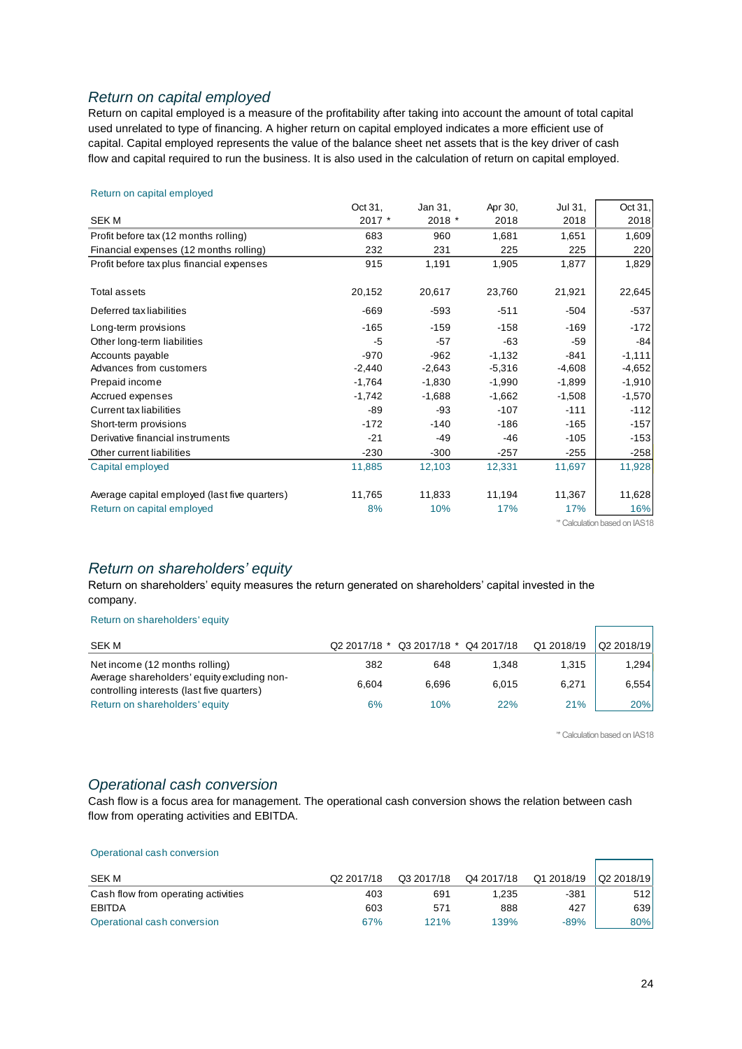## *Return on capital employed*

Return on capital employed is a measure of the profitability after taking into account the amount of total capital used unrelated to type of financing. A higher return on capital employed indicates a more efficient use of capital. Capital employed represents the value of the balance sheet net assets that is the key driver of cash flow and capital required to run the business. It is also used in the calculation of return on capital employed.

Return on capital employed

| SEK M | Oct 31, 2017 * | Jan 31, 2018 * | Apr 30, 2018 | Jul 31, 2018 | Oct 31, 2018 |
|---|---|---|---|---|---|
| Profit before tax (12 months rolling) | 683 | 960 | 1,681 | 1,651 | 1,609 |
| Financial expenses (12 months rolling) | 232 | 231 | 225 | 225 | 220 |
| Profit before tax plus financial expenses | 915 | 1,191 | 1,905 | 1,877 | 1,829 |
| | | | | | |
| Total assets | 20,152 | 20,617 | 23,760 | 21,921 | 22,645 |
| Deferred tax liabilities | -669 | -593 | -511 | -504 | -537 |
| Long-term provisions | -165 | -159 | -158 | -169 | -172 |
| Other long-term liabilities | -5 | -57 | -63 | -59 | -84 |
| Accounts payable | -970 | -962 | -1,132 | -841 | -1,111 |
| Advances from customers | -2,440 | -2,643 | -5,316 | -4,608 | -4,652 |
| Prepaid income | -1,764 | -1,830 | -1,990 | -1,899 | -1,910 |
| Accrued expenses | -1,742 | -1,688 | -1,662 | -1,508 | -1,570 |
| Current tax liabilities | -89 | -93 | -107 | -111 | -112 |
| Short-term provisions | -172 | -140 | -186 | -165 | -157 |
| Derivative financial instruments | -21 | -49 | -46 | -105 | -153 |
| Other current liabilities | -230 | -300 | -257 | -255 | -258 |
| Capital employed | 11,885 | 12,103 | 12,331 | 11,697 | 11,928 |
| | | | | | |
| Average capital employed (last five quarters) | 11,765 | 11,833 | 11,194 | 11,367 | 11,628 |
| Return on capital employed | 8% | 10% | 17% | 17% | 16% |

\* Calculation based on IAS18

## *Return on shareholders' equity*

Return on shareholders' equity measures the return generated on shareholders' capital invested in the company.

Return on shareholders' equity

| SEK M | Q2 2017/18 * | Q3 2017/18 * | Q4 2017/18 | Q1 2018/19 | Q2 2018/19 |
|---|---|---|---|---|---|
| Net income (12 months rolling) | 382 | 648 | 1,348 | 1,315 | 1,294 |
| Average shareholders' equity excluding non-controlling interests (last five quarters) | 6,604 | 6,696 | 6,015 | 6,271 | 6,554 |
| Return on shareholders' equity | 6% | 10% | 22% | 21% | 20% |

\* Calculation based on IAS18

## *Operational cash conversion*

Cash flow is a focus area for management. The operational cash conversion shows the relation between cash flow from operating activities and EBITDA.

Operational cash conversion

| SEK M | Q2 2017/18 | Q3 2017/18 | Q4 2017/18 | Q1 2018/19 | Q2 2018/19 |
|---|---|---|---|---|---|
| Cash flow from operating activities | 403 | 691 | 1,235 | -381 | 512 |
| EBITDA | 603 | 571 | 888 | 427 | 639 |
| Operational cash conversion | 67% | 121% | 139% | -89% | 80% |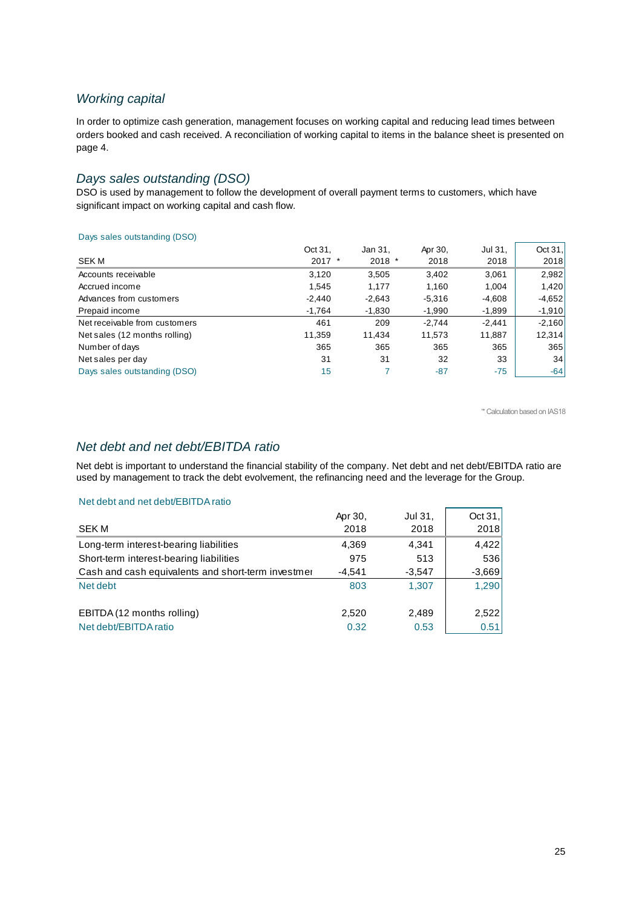## Working capital

In order to optimize cash generation, management focuses on working capital and reducing lead times between orders booked and cash received. A reconciliation of working capital to items in the balance sheet is presented on page 4.

## Days sales outstanding (DSO)

DSO is used by management to follow the development of overall payment terms to customers, which have significant impact on working capital and cash flow.

Days sales outstanding (DSO)

| SEK M | Oct 31, 2017 * | Jan 31, 2018 * | Apr 30, 2018 | Jul 31, 2018 | Oct 31, 2018 |
|---|---|---|---|---|---|
| Accounts receivable | 3,120 | 3,505 | 3,402 | 3,061 | 2,982 |
| Accrued income | 1,545 | 1,177 | 1,160 | 1,004 | 1,420 |
| Advances from customers | -2,440 | -2,643 | -5,316 | -4,608 | -4,652 |
| Prepaid income | -1,764 | -1,830 | -1,990 | -1,899 | -1,910 |
| Net receivable from customers | 461 | 209 | -2,744 | -2,441 | -2,160 |
| Net sales (12 months rolling) | 11,359 | 11,434 | 11,573 | 11,887 | 12,314 |
| Number of days | 365 | 365 | 365 | 365 | 365 |
| Net sales per day | 31 | 31 | 32 | 33 | 34 |
| Days sales outstanding (DSO) | 15 | 7 | -87 | -75 | -64 |

'* Calculation based on IAS18

## Net debt and net debt/EBITDA ratio

Net debt is important to understand the financial stability of the company. Net debt and net debt/EBITDA ratio are used by management to track the debt evolvement, the refinancing need and the leverage for the Group.

Net debt and net debt/EBITDA ratio

| SEK M | Apr 30, 2018 | Jul 31, 2018 | Oct 31, 2018 |
|---|---|---|---|
| Long-term interest-bearing liabilities | 4,369 | 4,341 | 4,422 |
| Short-term interest-bearing liabilities | 975 | 513 | 536 |
| Cash and cash equivalents and short-term investmer | -4,541 | -3,547 | -3,669 |
| Net debt | 803 | 1,307 | 1,290 |
| | | | |
| EBITDA (12 months rolling) | 2,520 | 2,489 | 2,522 |
| Net debt/EBITDA ratio | 0.32 | 0.53 | 0.51 |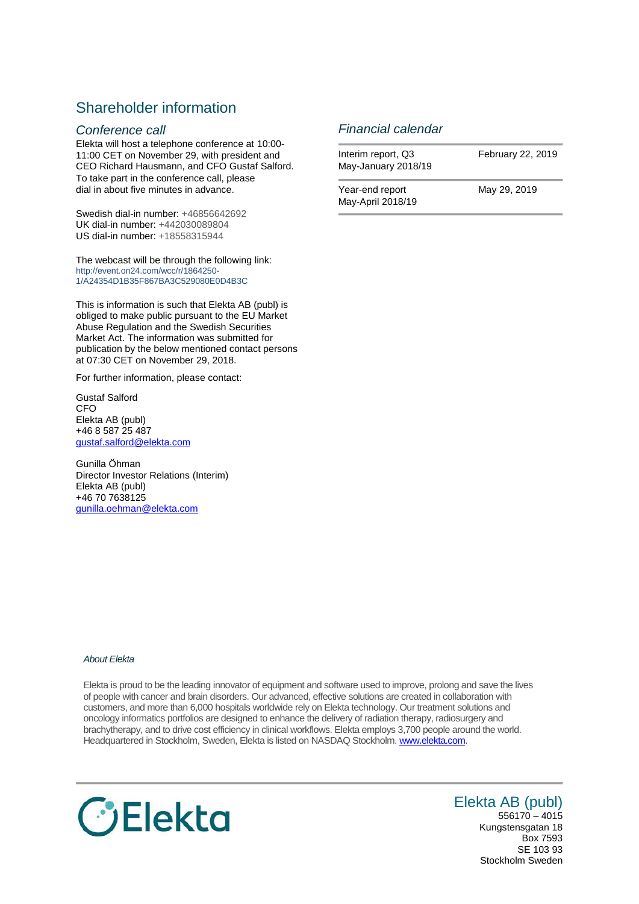## Shareholder information

### *Conference call*

Elekta will host a telephone conference at 10:00-11:00 CET on November 29, with president and CEO Richard Hausmann, and CFO Gustaf Salford. To take part in the conference call, please dial in about five minutes in advance.

Swedish dial-in number: +46856642692
UK dial-in number: +442030089804
US dial-in number: +18558315944

The webcast will be through the following link:
http://event.on24.com/wcc/r/1864250-1/A24354D1B35F867BA3C529080E0D4B3C

This is information is such that Elekta AB (publ) is obliged to make public pursuant to the EU Market Abuse Regulation and the Swedish Securities Market Act. The information was submitted for publication by the below mentioned contact persons at 07:30 CET on November 29, 2018.

For further information, please contact:

Gustaf Salford
CFO
Elekta AB (publ)
+46 8 587 25 487
gustaf.salford@elekta.com

Gunilla Öhman
Director Investor Relations (Interim)
Elekta AB (publ)
+46 70 7638125
gunilla.oehman@elekta.com

### *Financial calendar*

| | |
|---|---|
| Interim report, Q3 May-January 2018/19 | February 22, 2019 |
| Year-end report May-April 2018/19 | May 29, 2019 |

*About Elekta*

Elekta is proud to be the leading innovator of equipment and software used to improve, prolong and save the lives of people with cancer and brain disorders. Our advanced, effective solutions are created in collaboration with customers, and more than 6,000 hospitals worldwide rely on Elekta technology. Our treatment solutions and oncology informatics portfolios are designed to enhance the delivery of radiation therapy, radiosurgery and brachytherapy, and to drive cost efficiency in clinical workflows. Elekta employs 3,700 people around the world. Headquartered in Stockholm, Sweden, Elekta is listed on NASDAQ Stockholm. www.elekta.com.

Elekta

Elekta AB (publ)
556170 – 4015
Kungstensgatan 18
Box 7593
SE 103 93
Stockholm Sweden